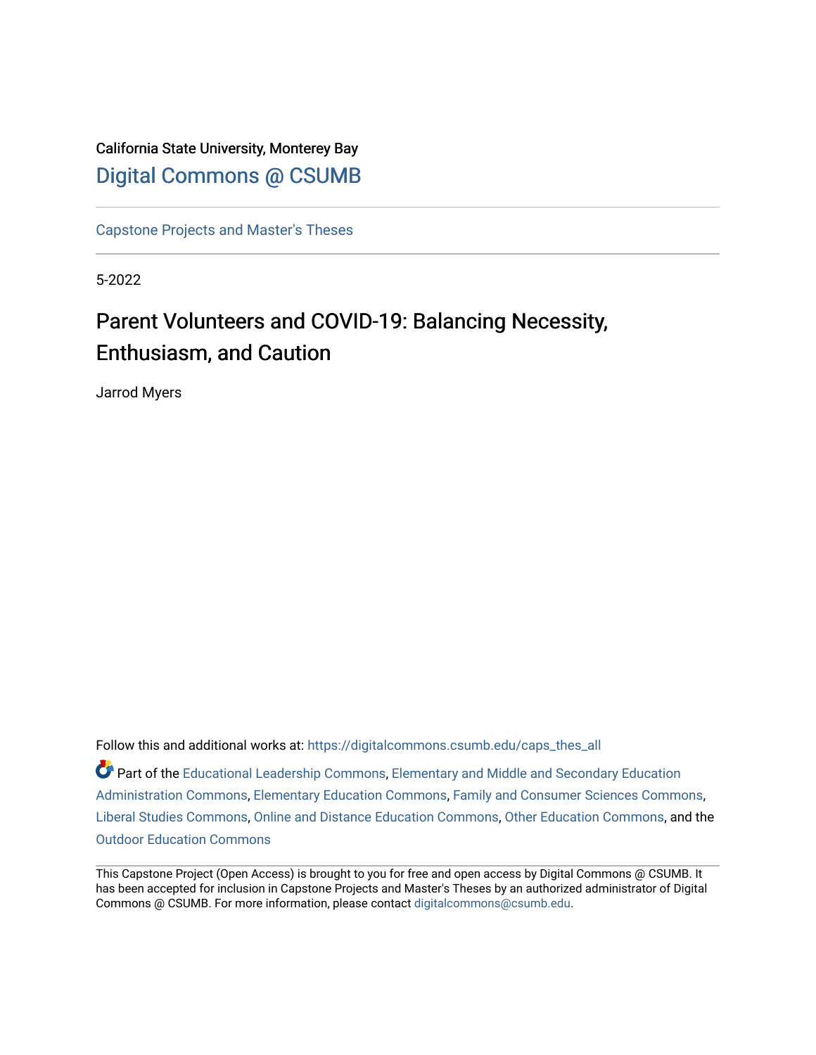California State University, Monterey Bay

Digital Commons @ CSUMB

Capstone Projects and Master's Theses

5-2022

# Parent Volunteers and COVID-19: Balancing Necessity, Enthusiasm, and Caution

Jarrod Myers

Follow this and additional works at: https://digitalcommons.csumb.edu/caps_thes_all

Part of the Educational Leadership Commons, Elementary and Middle and Secondary Education Administration Commons, Elementary Education Commons, Family and Consumer Sciences Commons, Liberal Studies Commons, Online and Distance Education Commons, Other Education Commons, and the Outdoor Education Commons

This Capstone Project (Open Access) is brought to you for free and open access by Digital Commons @ CSUMB. It has been accepted for inclusion in Capstone Projects and Master's Theses by an authorized administrator of Digital Commons @ CSUMB. For more information, please contact digitalcommons@csumb.edu.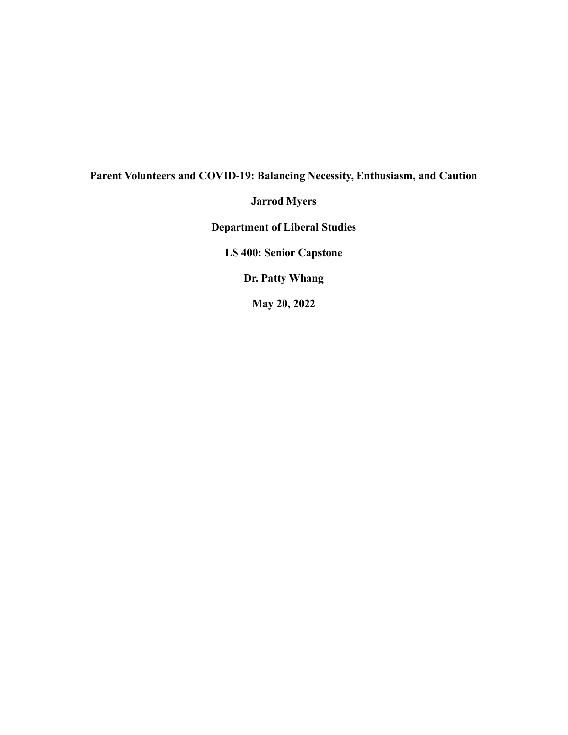# Parent Volunteers and COVID-19: Balancing Necessity, Enthusiasm, and Caution

**Jarrod Myers**

**Department of Liberal Studies**

**LS 400: Senior Capstone**

**Dr. Patty Whang**

**May 20, 2022**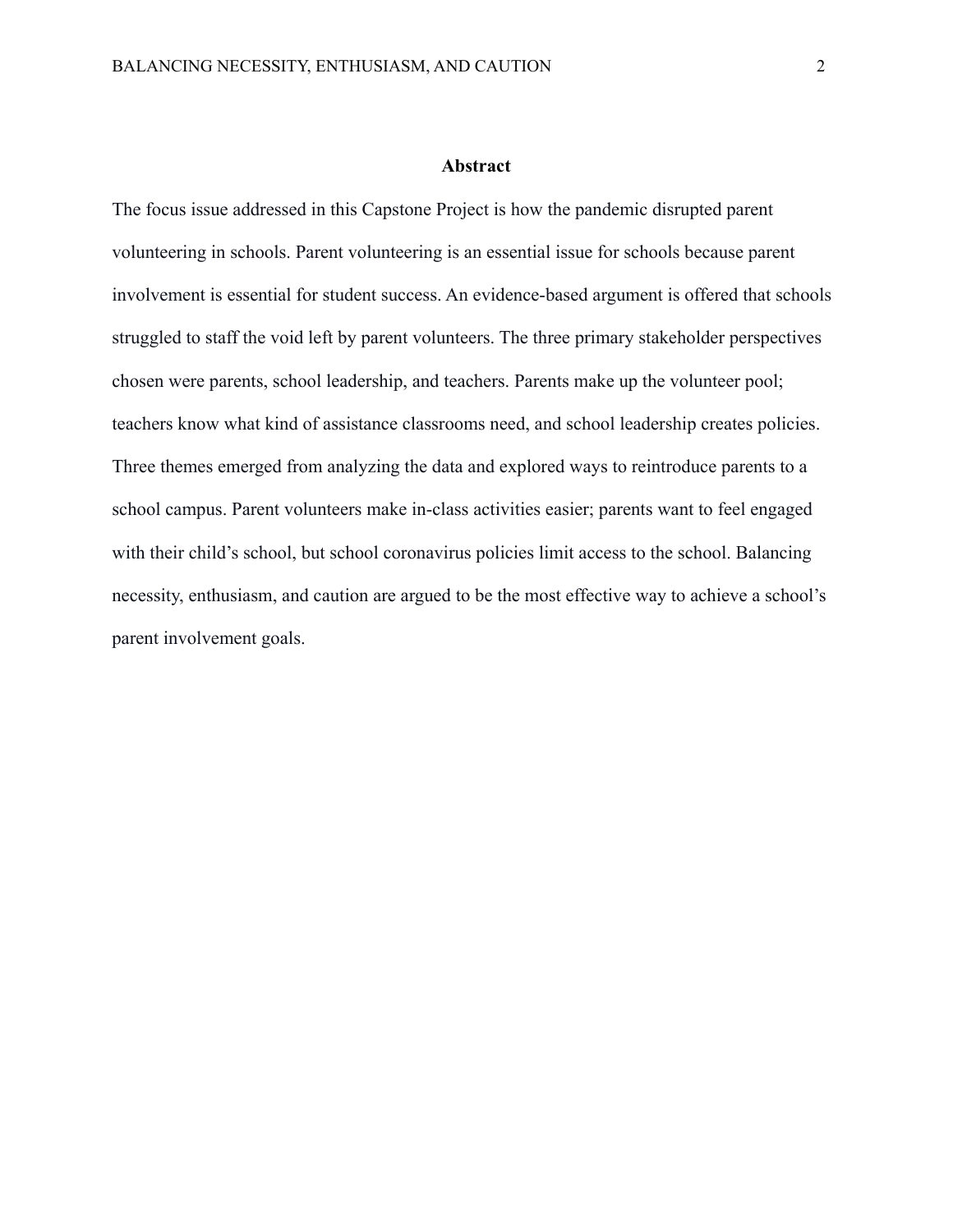## Abstract

The focus issue addressed in this Capstone Project is how the pandemic disrupted parent volunteering in schools. Parent volunteering is an essential issue for schools because parent involvement is essential for student success. An evidence-based argument is offered that schools struggled to staff the void left by parent volunteers. The three primary stakeholder perspectives chosen were parents, school leadership, and teachers. Parents make up the volunteer pool; teachers know what kind of assistance classrooms need, and school leadership creates policies. Three themes emerged from analyzing the data and explored ways to reintroduce parents to a school campus. Parent volunteers make in-class activities easier; parents want to feel engaged with their child's school, but school coronavirus policies limit access to the school. Balancing necessity, enthusiasm, and caution are argued to be the most effective way to achieve a school's parent involvement goals.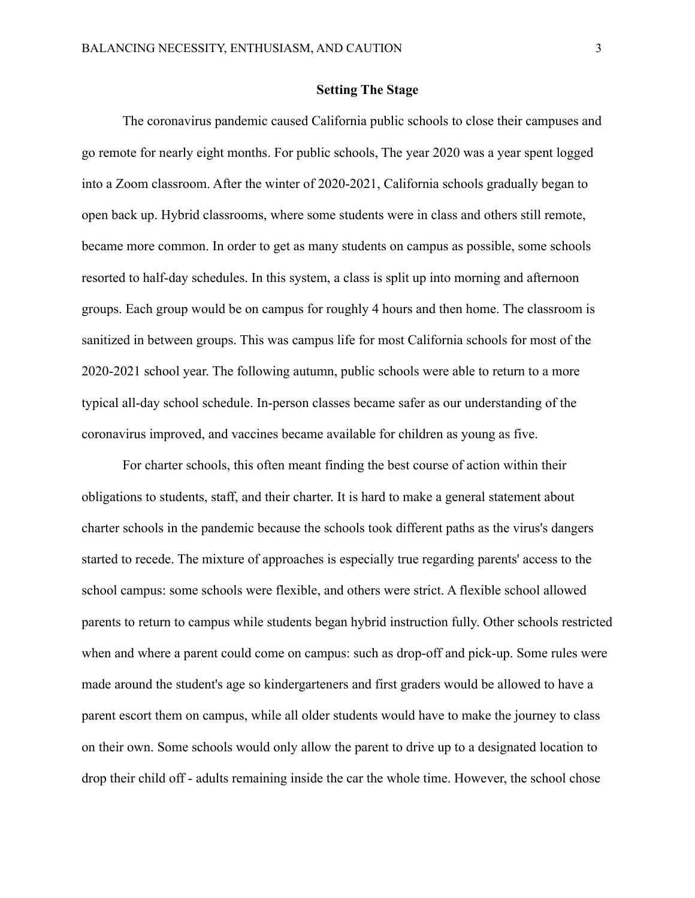## Setting The Stage

The coronavirus pandemic caused California public schools to close their campuses and go remote for nearly eight months. For public schools, The year 2020 was a year spent logged into a Zoom classroom. After the winter of 2020-2021, California schools gradually began to open back up. Hybrid classrooms, where some students were in class and others still remote, became more common. In order to get as many students on campus as possible, some schools resorted to half-day schedules. In this system, a class is split up into morning and afternoon groups. Each group would be on campus for roughly 4 hours and then home. The classroom is sanitized in between groups. This was campus life for most California schools for most of the 2020-2021 school year. The following autumn, public schools were able to return to a more typical all-day school schedule. In-person classes became safer as our understanding of the coronavirus improved, and vaccines became available for children as young as five.

For charter schools, this often meant finding the best course of action within their obligations to students, staff, and their charter. It is hard to make a general statement about charter schools in the pandemic because the schools took different paths as the virus's dangers started to recede. The mixture of approaches is especially true regarding parents' access to the school campus: some schools were flexible, and others were strict. A flexible school allowed parents to return to campus while students began hybrid instruction fully. Other schools restricted when and where a parent could come on campus: such as drop-off and pick-up. Some rules were made around the student's age so kindergarteners and first graders would be allowed to have a parent escort them on campus, while all older students would have to make the journey to class on their own. Some schools would only allow the parent to drive up to a designated location to drop their child off - adults remaining inside the car the whole time. However, the school chose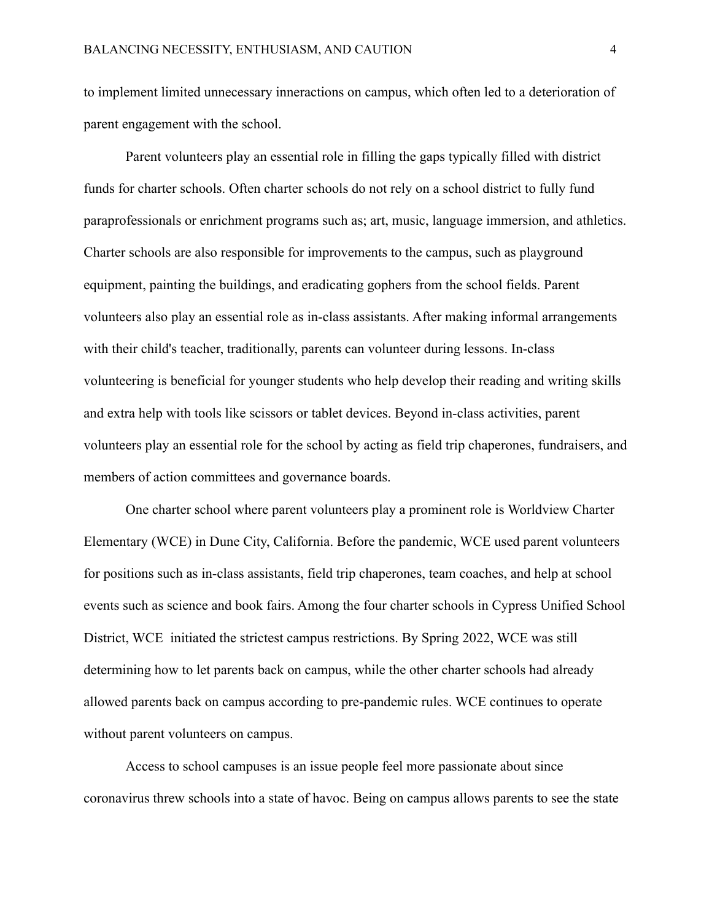to implement limited unnecessary inneractions on campus, which often led to a deterioration of parent engagement with the school.

Parent volunteers play an essential role in filling the gaps typically filled with district funds for charter schools. Often charter schools do not rely on a school district to fully fund paraprofessionals or enrichment programs such as; art, music, language immersion, and athletics. Charter schools are also responsible for improvements to the campus, such as playground equipment, painting the buildings, and eradicating gophers from the school fields. Parent volunteers also play an essential role as in-class assistants. After making informal arrangements with their child's teacher, traditionally, parents can volunteer during lessons. In-class volunteering is beneficial for younger students who help develop their reading and writing skills and extra help with tools like scissors or tablet devices. Beyond in-class activities, parent volunteers play an essential role for the school by acting as field trip chaperones, fundraisers, and members of action committees and governance boards.

One charter school where parent volunteers play a prominent role is Worldview Charter Elementary (WCE) in Dune City, California. Before the pandemic, WCE used parent volunteers for positions such as in-class assistants, field trip chaperones, team coaches, and help at school events such as science and book fairs. Among the four charter schools in Cypress Unified School District, WCE initiated the strictest campus restrictions. By Spring 2022, WCE was still determining how to let parents back on campus, while the other charter schools had already allowed parents back on campus according to pre-pandemic rules. WCE continues to operate without parent volunteers on campus.

Access to school campuses is an issue people feel more passionate about since coronavirus threw schools into a state of havoc. Being on campus allows parents to see the state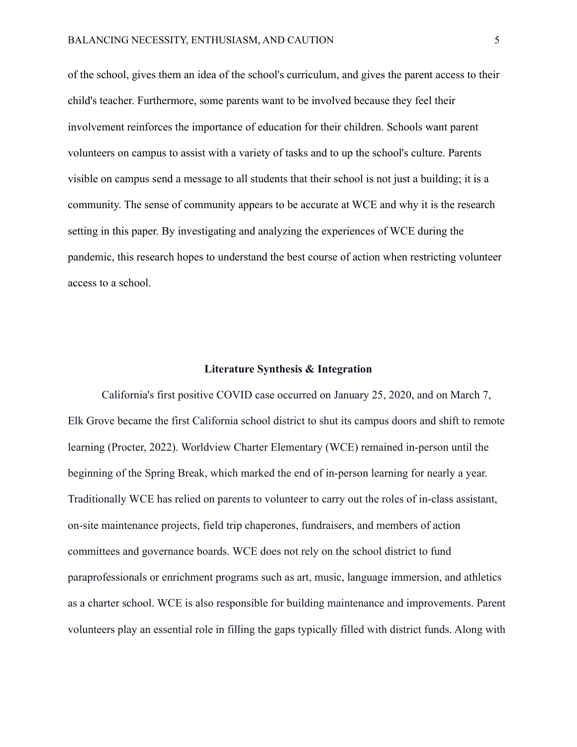of the school, gives them an idea of the school's curriculum, and gives the parent access to their child's teacher. Furthermore, some parents want to be involved because they feel their involvement reinforces the importance of education for their children. Schools want parent volunteers on campus to assist with a variety of tasks and to up the school's culture. Parents visible on campus send a message to all students that their school is not just a building; it is a community. The sense of community appears to be accurate at WCE and why it is the research setting in this paper. By investigating and analyzing the experiences of WCE during the pandemic, this research hopes to understand the best course of action when restricting volunteer access to a school.

## Literature Synthesis & Integration

California's first positive COVID case occurred on January 25, 2020, and on March 7, Elk Grove became the first California school district to shut its campus doors and shift to remote learning (Procter, 2022). Worldview Charter Elementary (WCE) remained in-person until the beginning of the Spring Break, which marked the end of in-person learning for nearly a year. Traditionally WCE has relied on parents to volunteer to carry out the roles of in-class assistant, on-site maintenance projects, field trip chaperones, fundraisers, and members of action committees and governance boards. WCE does not rely on the school district to fund paraprofessionals or enrichment programs such as art, music, language immersion, and athletics as a charter school. WCE is also responsible for building maintenance and improvements. Parent volunteers play an essential role in filling the gaps typically filled with district funds. Along with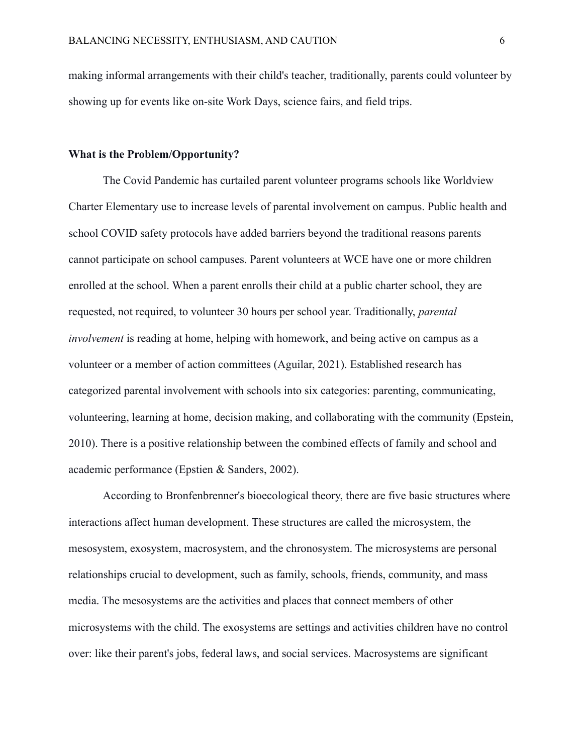making informal arrangements with their child's teacher, traditionally, parents could volunteer by showing up for events like on-site Work Days, science fairs, and field trips.

## What is the Problem/Opportunity?

The Covid Pandemic has curtailed parent volunteer programs schools like Worldview Charter Elementary use to increase levels of parental involvement on campus. Public health and school COVID safety protocols have added barriers beyond the traditional reasons parents cannot participate on school campuses. Parent volunteers at WCE have one or more children enrolled at the school. When a parent enrolls their child at a public charter school, they are requested, not required, to volunteer 30 hours per school year. Traditionally, *parental involvement* is reading at home, helping with homework, and being active on campus as a volunteer or a member of action committees (Aguilar, 2021). Established research has categorized parental involvement with schools into six categories: parenting, communicating, volunteering, learning at home, decision making, and collaborating with the community (Epstein, 2010). There is a positive relationship between the combined effects of family and school and academic performance (Epstien & Sanders, 2002).

According to Bronfenbrenner's bioecological theory, there are five basic structures where interactions affect human development. These structures are called the microsystem, the mesosystem, exosystem, macrosystem, and the chronosystem. The microsystems are personal relationships crucial to development, such as family, schools, friends, community, and mass media. The mesosystems are the activities and places that connect members of other microsystems with the child. The exosystems are settings and activities children have no control over: like their parent's jobs, federal laws, and social services. Macrosystems are significant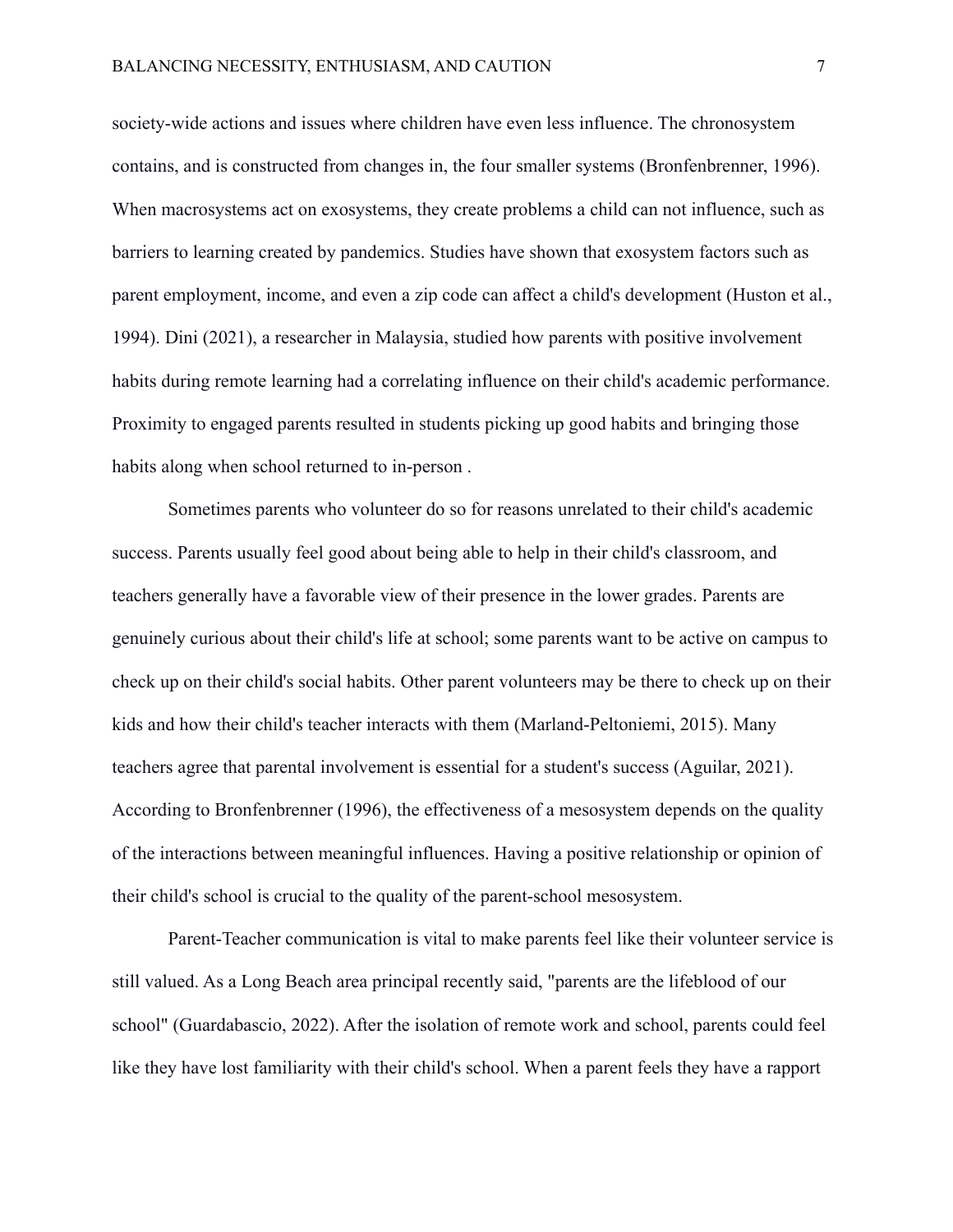society-wide actions and issues where children have even less influence. The chronosystem contains, and is constructed from changes in, the four smaller systems (Bronfenbrenner, 1996). When macrosystems act on exosystems, they create problems a child can not influence, such as barriers to learning created by pandemics. Studies have shown that exosystem factors such as parent employment, income, and even a zip code can affect a child's development (Huston et al., 1994). Dini (2021), a researcher in Malaysia, studied how parents with positive involvement habits during remote learning had a correlating influence on their child's academic performance. Proximity to engaged parents resulted in students picking up good habits and bringing those habits along when school returned to in-person .

Sometimes parents who volunteer do so for reasons unrelated to their child's academic success. Parents usually feel good about being able to help in their child's classroom, and teachers generally have a favorable view of their presence in the lower grades. Parents are genuinely curious about their child's life at school; some parents want to be active on campus to check up on their child's social habits. Other parent volunteers may be there to check up on their kids and how their child's teacher interacts with them (Marland-Peltoniemi, 2015). Many teachers agree that parental involvement is essential for a student's success (Aguilar, 2021). According to Bronfenbrenner (1996), the effectiveness of a mesosystem depends on the quality of the interactions between meaningful influences. Having a positive relationship or opinion of their child's school is crucial to the quality of the parent-school mesosystem.

Parent-Teacher communication is vital to make parents feel like their volunteer service is still valued. As a Long Beach area principal recently said, "parents are the lifeblood of our school" (Guardabascio, 2022). After the isolation of remote work and school, parents could feel like they have lost familiarity with their child's school. When a parent feels they have a rapport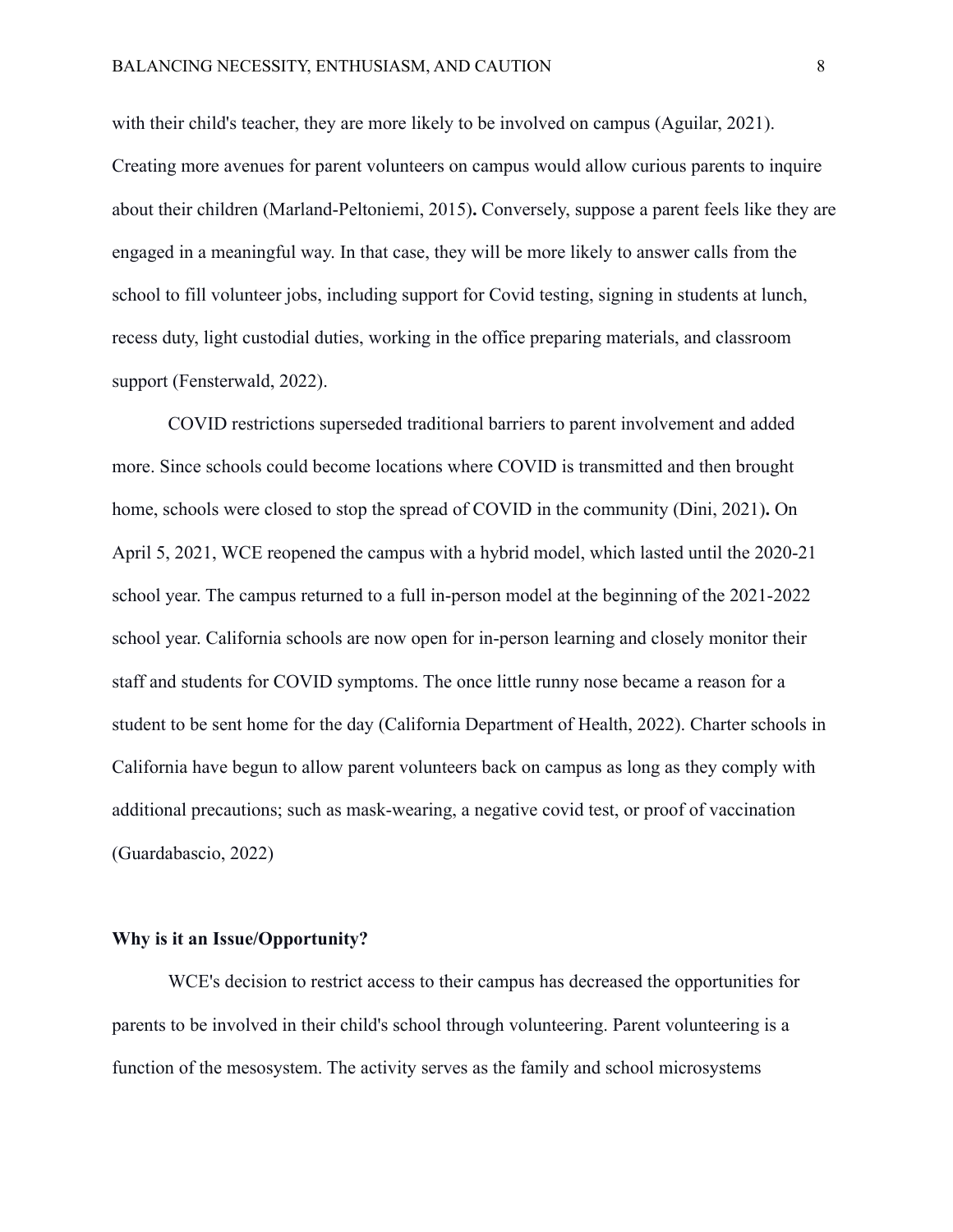with their child's teacher, they are more likely to be involved on campus (Aguilar, 2021). Creating more avenues for parent volunteers on campus would allow curious parents to inquire about their children (Marland-Peltoniemi, 2015)**.** Conversely, suppose a parent feels like they are engaged in a meaningful way. In that case, they will be more likely to answer calls from the school to fill volunteer jobs, including support for Covid testing, signing in students at lunch, recess duty, light custodial duties, working in the office preparing materials, and classroom support (Fensterwald, 2022).

COVID restrictions superseded traditional barriers to parent involvement and added more. Since schools could become locations where COVID is transmitted and then brought home, schools were closed to stop the spread of COVID in the community (Dini, 2021)**.** On April 5, 2021, WCE reopened the campus with a hybrid model, which lasted until the 2020-21 school year. The campus returned to a full in-person model at the beginning of the 2021-2022 school year. California schools are now open for in-person learning and closely monitor their staff and students for COVID symptoms. The once little runny nose became a reason for a student to be sent home for the day (California Department of Health, 2022). Charter schools in California have begun to allow parent volunteers back on campus as long as they comply with additional precautions; such as mask-wearing, a negative covid test, or proof of vaccination (Guardabascio, 2022)

**Why is it an Issue/Opportunity?**

WCE's decision to restrict access to their campus has decreased the opportunities for parents to be involved in their child's school through volunteering. Parent volunteering is a function of the mesosystem. The activity serves as the family and school microsystems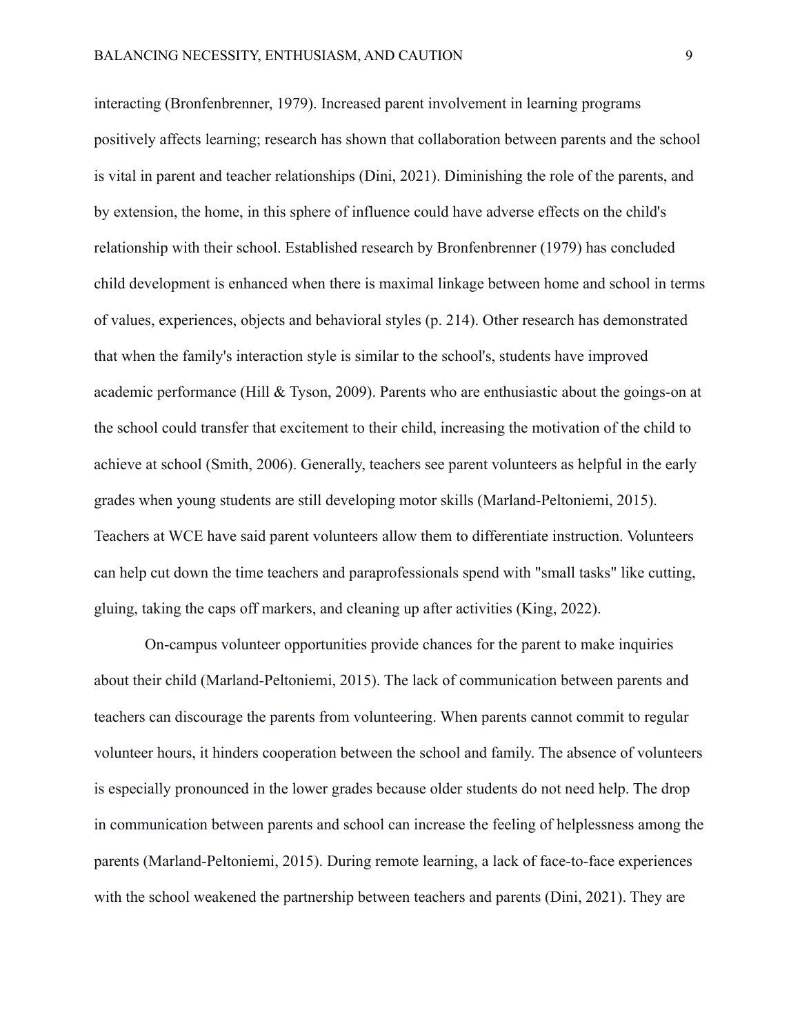interacting (Bronfenbrenner, 1979). Increased parent involvement in learning programs positively affects learning; research has shown that collaboration between parents and the school is vital in parent and teacher relationships (Dini, 2021). Diminishing the role of the parents, and by extension, the home, in this sphere of influence could have adverse effects on the child's relationship with their school. Established research by Bronfenbrenner (1979) has concluded child development is enhanced when there is maximal linkage between home and school in terms of values, experiences, objects and behavioral styles (p. 214). Other research has demonstrated that when the family's interaction style is similar to the school's, students have improved academic performance (Hill & Tyson, 2009). Parents who are enthusiastic about the goings-on at the school could transfer that excitement to their child, increasing the motivation of the child to achieve at school (Smith, 2006). Generally, teachers see parent volunteers as helpful in the early grades when young students are still developing motor skills (Marland-Peltoniemi, 2015). Teachers at WCE have said parent volunteers allow them to differentiate instruction. Volunteers can help cut down the time teachers and paraprofessionals spend with "small tasks" like cutting, gluing, taking the caps off markers, and cleaning up after activities (King, 2022).

On-campus volunteer opportunities provide chances for the parent to make inquiries about their child (Marland-Peltoniemi, 2015). The lack of communication between parents and teachers can discourage the parents from volunteering. When parents cannot commit to regular volunteer hours, it hinders cooperation between the school and family. The absence of volunteers is especially pronounced in the lower grades because older students do not need help. The drop in communication between parents and school can increase the feeling of helplessness among the parents (Marland-Peltoniemi, 2015). During remote learning, a lack of face-to-face experiences with the school weakened the partnership between teachers and parents (Dini, 2021). They are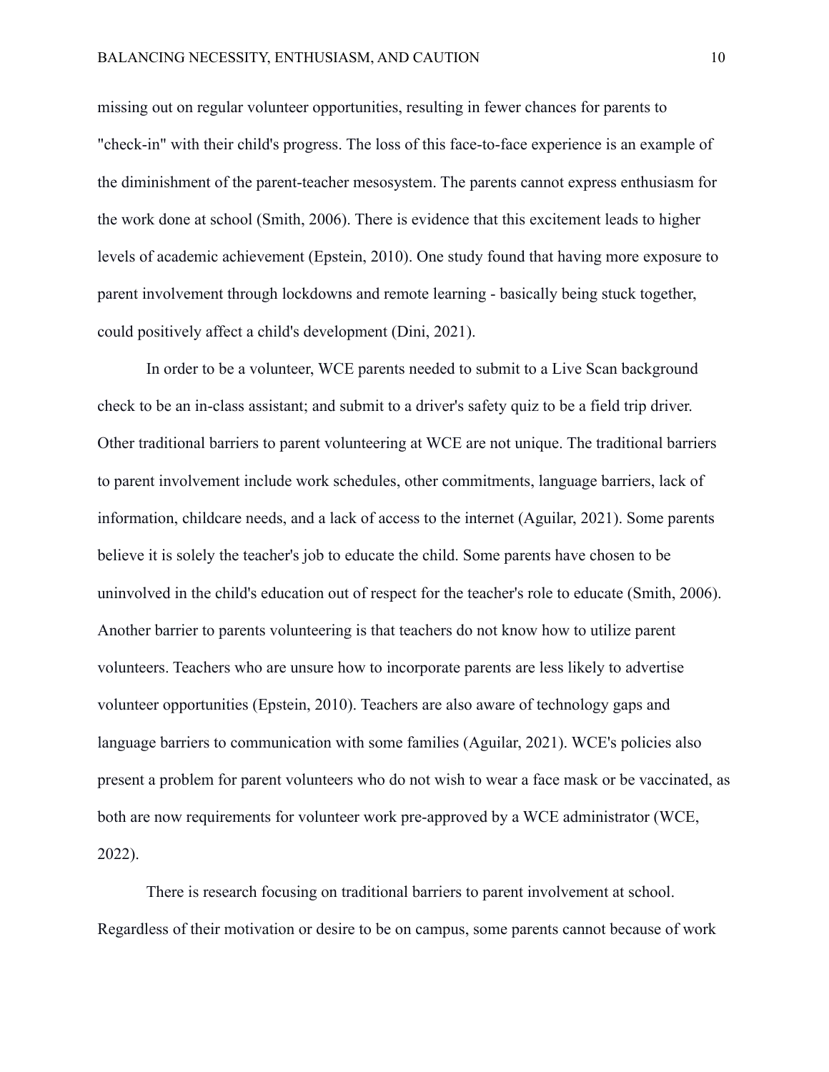missing out on regular volunteer opportunities, resulting in fewer chances for parents to "check-in" with their child's progress. The loss of this face-to-face experience is an example of the diminishment of the parent-teacher mesosystem. The parents cannot express enthusiasm for the work done at school (Smith, 2006). There is evidence that this excitement leads to higher levels of academic achievement (Epstein, 2010). One study found that having more exposure to parent involvement through lockdowns and remote learning - basically being stuck together, could positively affect a child's development (Dini, 2021).

In order to be a volunteer, WCE parents needed to submit to a Live Scan background check to be an in-class assistant; and submit to a driver's safety quiz to be a field trip driver. Other traditional barriers to parent volunteering at WCE are not unique. The traditional barriers to parent involvement include work schedules, other commitments, language barriers, lack of information, childcare needs, and a lack of access to the internet (Aguilar, 2021). Some parents believe it is solely the teacher's job to educate the child. Some parents have chosen to be uninvolved in the child's education out of respect for the teacher's role to educate (Smith, 2006). Another barrier to parents volunteering is that teachers do not know how to utilize parent volunteers. Teachers who are unsure how to incorporate parents are less likely to advertise volunteer opportunities (Epstein, 2010). Teachers are also aware of technology gaps and language barriers to communication with some families (Aguilar, 2021). WCE's policies also present a problem for parent volunteers who do not wish to wear a face mask or be vaccinated, as both are now requirements for volunteer work pre-approved by a WCE administrator (WCE, 2022).

There is research focusing on traditional barriers to parent involvement at school. Regardless of their motivation or desire to be on campus, some parents cannot because of work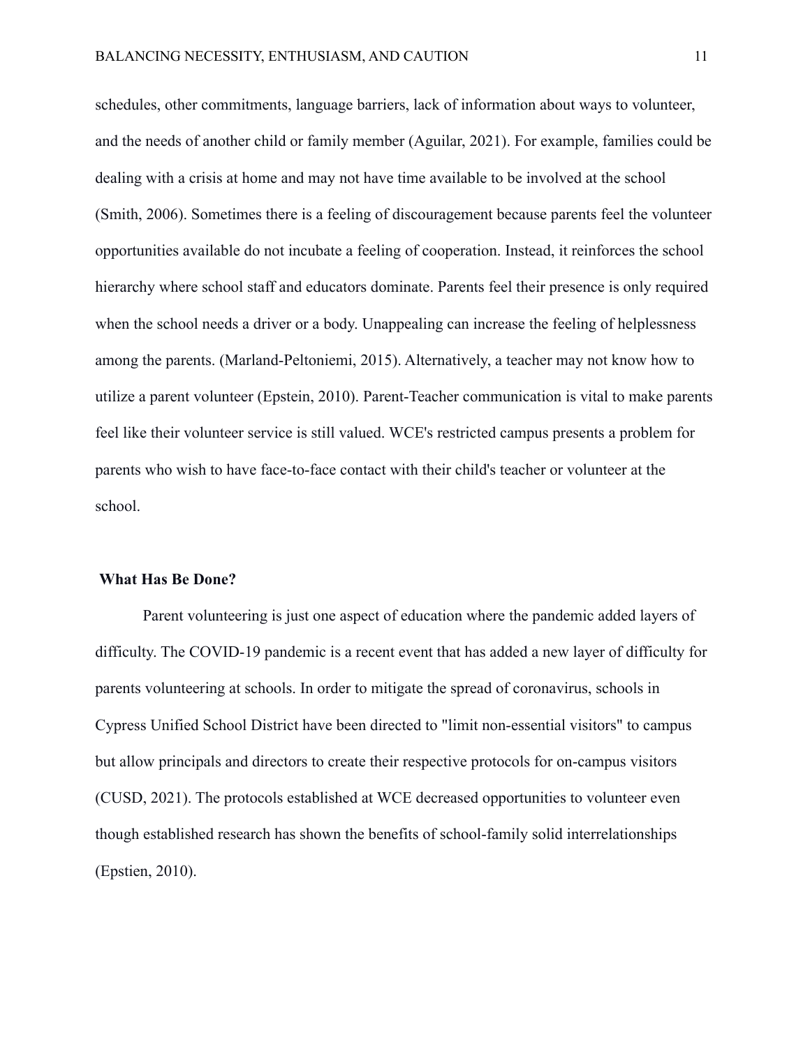schedules, other commitments, language barriers, lack of information about ways to volunteer, and the needs of another child or family member (Aguilar, 2021). For example, families could be dealing with a crisis at home and may not have time available to be involved at the school (Smith, 2006). Sometimes there is a feeling of discouragement because parents feel the volunteer opportunities available do not incubate a feeling of cooperation. Instead, it reinforces the school hierarchy where school staff and educators dominate. Parents feel their presence is only required when the school needs a driver or a body. Unappealing can increase the feeling of helplessness among the parents. (Marland-Peltoniemi, 2015). Alternatively, a teacher may not know how to utilize a parent volunteer (Epstein, 2010). Parent-Teacher communication is vital to make parents feel like their volunteer service is still valued. WCE's restricted campus presents a problem for parents who wish to have face-to-face contact with their child's teacher or volunteer at the school.

**What Has Be Done?**

Parent volunteering is just one aspect of education where the pandemic added layers of difficulty. The COVID-19 pandemic is a recent event that has added a new layer of difficulty for parents volunteering at schools. In order to mitigate the spread of coronavirus, schools in Cypress Unified School District have been directed to "limit non-essential visitors" to campus but allow principals and directors to create their respective protocols for on-campus visitors (CUSD, 2021). The protocols established at WCE decreased opportunities to volunteer even though established research has shown the benefits of school-family solid interrelationships (Epstien, 2010).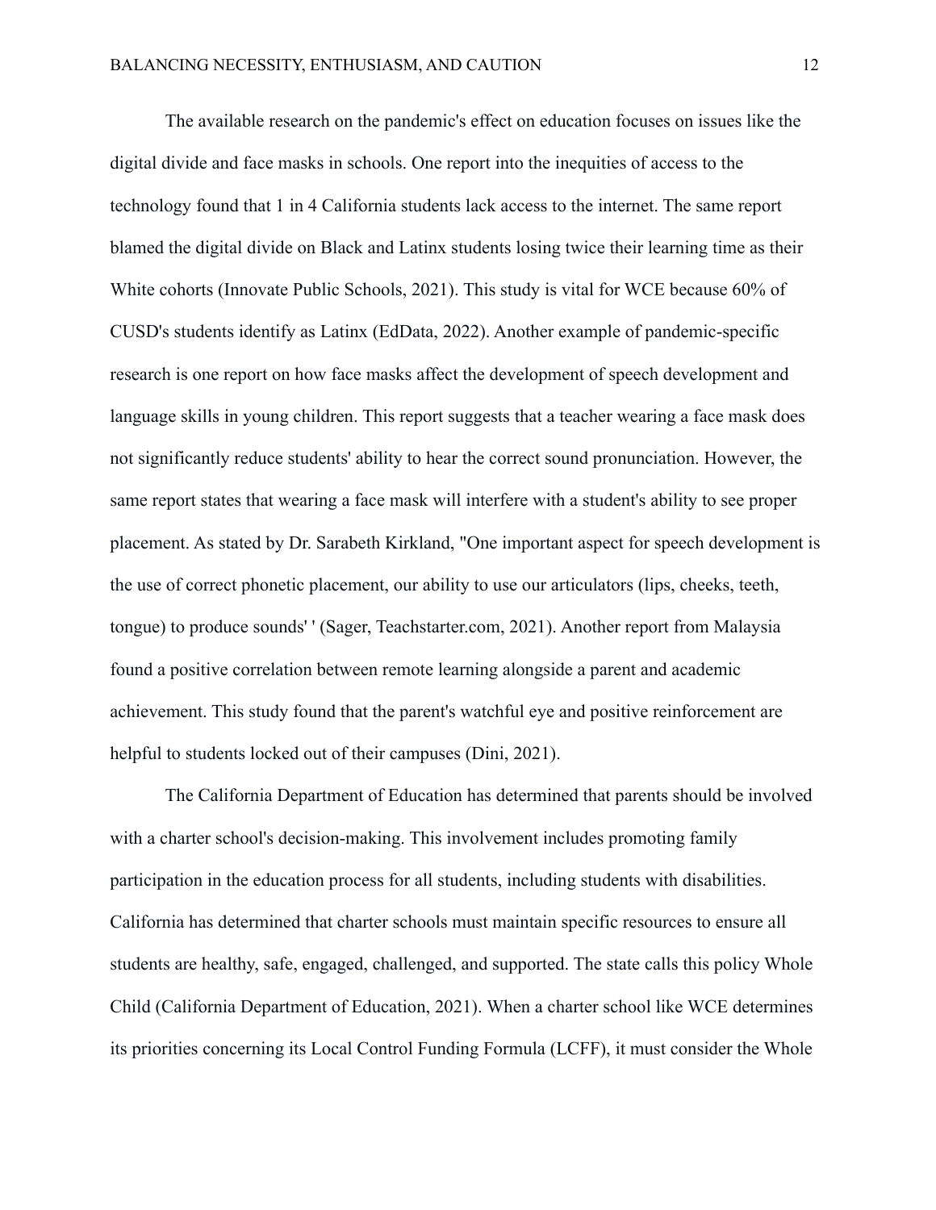The available research on the pandemic's effect on education focuses on issues like the digital divide and face masks in schools. One report into the inequities of access to the technology found that 1 in 4 California students lack access to the internet. The same report blamed the digital divide on Black and Latinx students losing twice their learning time as their White cohorts (Innovate Public Schools, 2021). This study is vital for WCE because 60% of CUSD's students identify as Latinx (EdData, 2022). Another example of pandemic-specific research is one report on how face masks affect the development of speech development and language skills in young children. This report suggests that a teacher wearing a face mask does not significantly reduce students' ability to hear the correct sound pronunciation. However, the same report states that wearing a face mask will interfere with a student's ability to see proper placement. As stated by Dr. Sarabeth Kirkland, "One important aspect for speech development is the use of correct phonetic placement, our ability to use our articulators (lips, cheeks, teeth, tongue) to produce sounds' ' (Sager, Teachstarter.com, 2021). Another report from Malaysia found a positive correlation between remote learning alongside a parent and academic achievement. This study found that the parent's watchful eye and positive reinforcement are helpful to students locked out of their campuses (Dini, 2021).

The California Department of Education has determined that parents should be involved with a charter school's decision-making. This involvement includes promoting family participation in the education process for all students, including students with disabilities. California has determined that charter schools must maintain specific resources to ensure all students are healthy, safe, engaged, challenged, and supported. The state calls this policy Whole Child (California Department of Education, 2021). When a charter school like WCE determines its priorities concerning its Local Control Funding Formula (LCFF), it must consider the Whole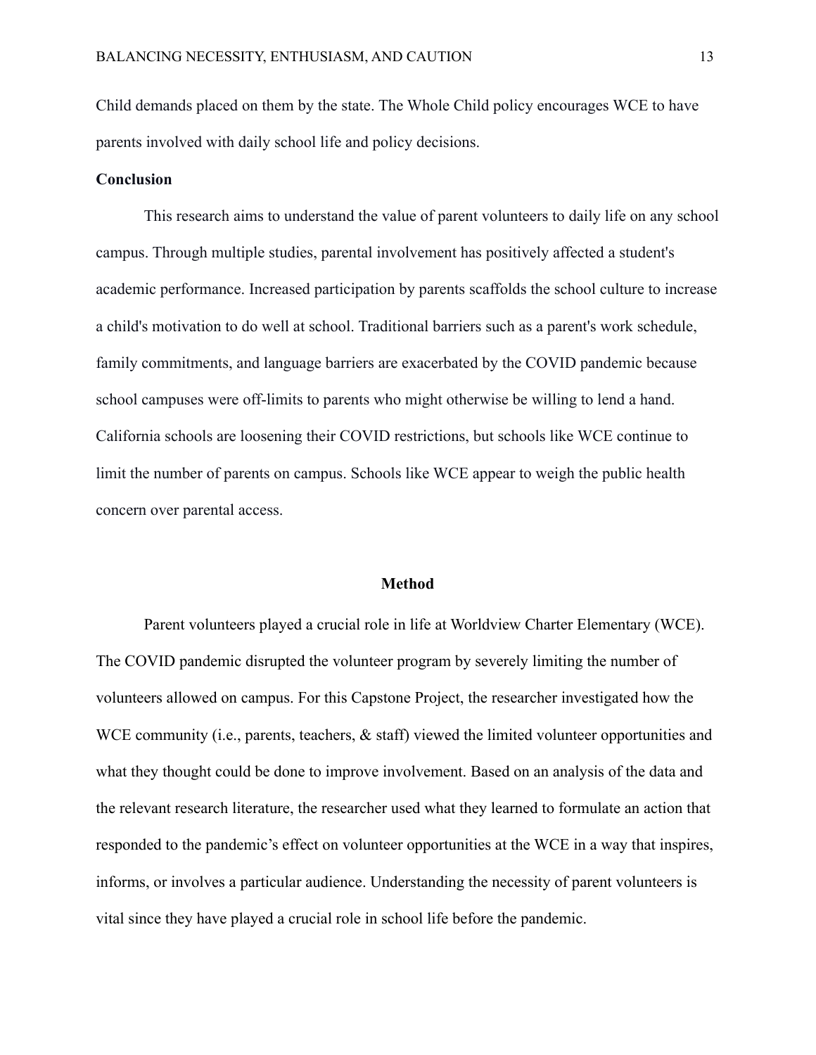Child demands placed on them by the state. The Whole Child policy encourages WCE to have parents involved with daily school life and policy decisions.

### Conclusion

This research aims to understand the value of parent volunteers to daily life on any school campus. Through multiple studies, parental involvement has positively affected a student's academic performance. Increased participation by parents scaffolds the school culture to increase a child's motivation to do well at school. Traditional barriers such as a parent's work schedule, family commitments, and language barriers are exacerbated by the COVID pandemic because school campuses were off-limits to parents who might otherwise be willing to lend a hand. California schools are loosening their COVID restrictions, but schools like WCE continue to limit the number of parents on campus. Schools like WCE appear to weigh the public health concern over parental access.

## Method

Parent volunteers played a crucial role in life at Worldview Charter Elementary (WCE). The COVID pandemic disrupted the volunteer program by severely limiting the number of volunteers allowed on campus. For this Capstone Project, the researcher investigated how the WCE community (i.e., parents, teachers, & staff) viewed the limited volunteer opportunities and what they thought could be done to improve involvement. Based on an analysis of the data and the relevant research literature, the researcher used what they learned to formulate an action that responded to the pandemic's effect on volunteer opportunities at the WCE in a way that inspires, informs, or involves a particular audience. Understanding the necessity of parent volunteers is vital since they have played a crucial role in school life before the pandemic.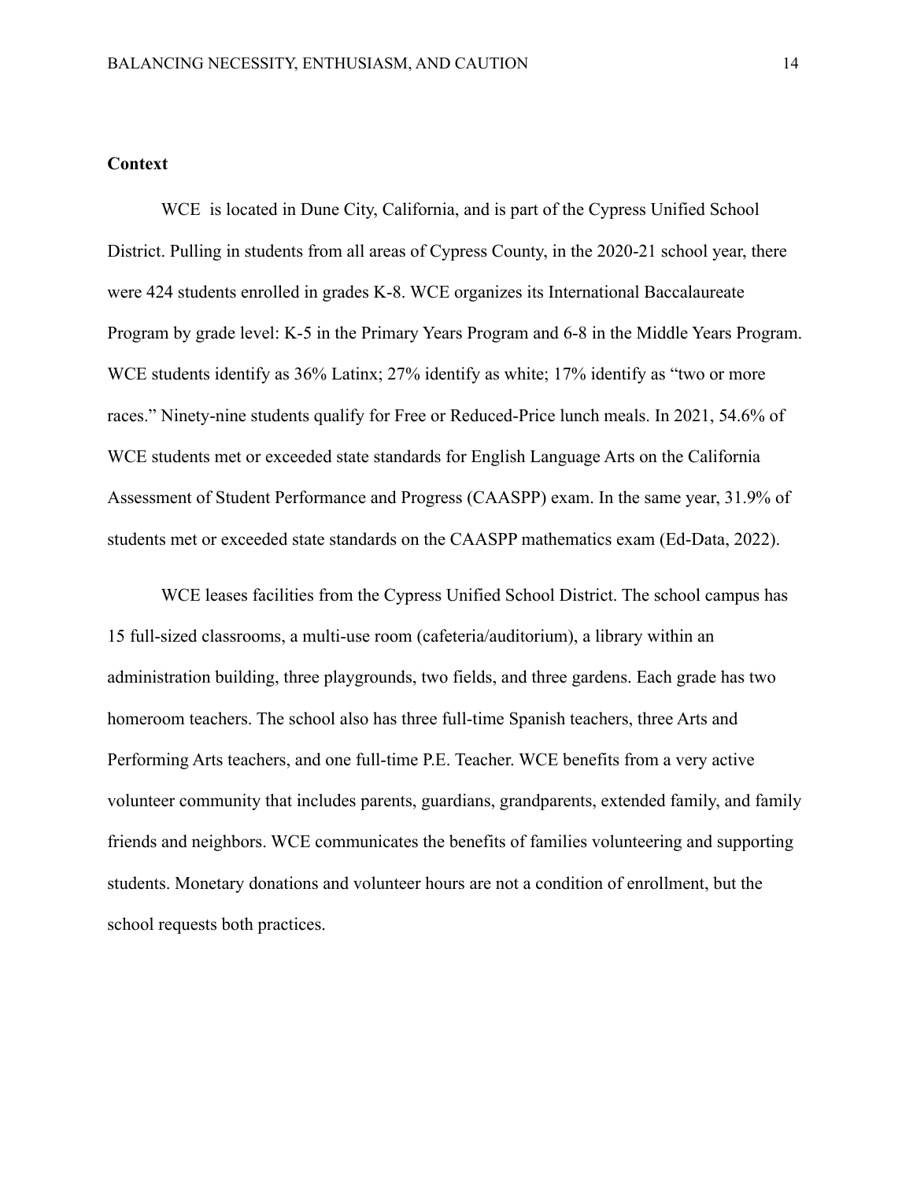**Context**

WCE  is located in Dune City, California, and is part of the Cypress Unified School District. Pulling in students from all areas of Cypress County, in the 2020-21 school year, there were 424 students enrolled in grades K-8. WCE organizes its International Baccalaureate Program by grade level: K-5 in the Primary Years Program and 6-8 in the Middle Years Program. WCE students identify as 36% Latinx; 27% identify as white; 17% identify as “two or more races.” Ninety-nine students qualify for Free or Reduced-Price lunch meals. In 2021, 54.6% of WCE students met or exceeded state standards for English Language Arts on the California Assessment of Student Performance and Progress (CAASPP) exam. In the same year, 31.9% of students met or exceeded state standards on the CAASPP mathematics exam (Ed-Data, 2022).

WCE leases facilities from the Cypress Unified School District. The school campus has 15 full-sized classrooms, a multi-use room (cafeteria/auditorium), a library within an administration building, three playgrounds, two fields, and three gardens. Each grade has two homeroom teachers. The school also has three full-time Spanish teachers, three Arts and Performing Arts teachers, and one full-time P.E. Teacher. WCE benefits from a very active volunteer community that includes parents, guardians, grandparents, extended family, and family friends and neighbors. WCE communicates the benefits of families volunteering and supporting students. Monetary donations and volunteer hours are not a condition of enrollment, but the school requests both practices.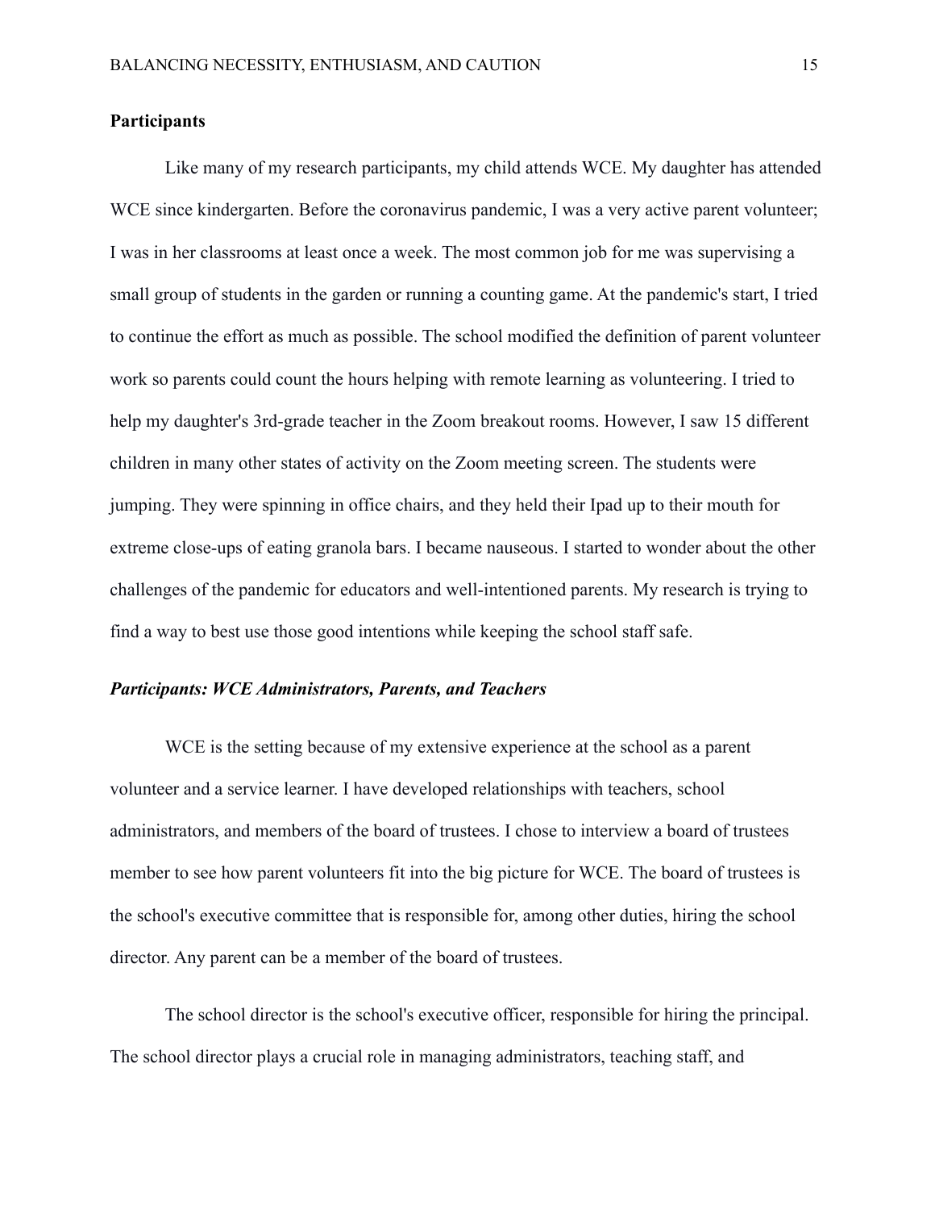## Participants

Like many of my research participants, my child attends WCE. My daughter has attended WCE since kindergarten. Before the coronavirus pandemic, I was a very active parent volunteer; I was in her classrooms at least once a week. The most common job for me was supervising a small group of students in the garden or running a counting game. At the pandemic's start, I tried to continue the effort as much as possible. The school modified the definition of parent volunteer work so parents could count the hours helping with remote learning as volunteering. I tried to help my daughter's 3rd-grade teacher in the Zoom breakout rooms. However, I saw 15 different children in many other states of activity on the Zoom meeting screen. The students were jumping. They were spinning in office chairs, and they held their Ipad up to their mouth for extreme close-ups of eating granola bars. I became nauseous. I started to wonder about the other challenges of the pandemic for educators and well-intentioned parents. My research is trying to find a way to best use those good intentions while keeping the school staff safe.

### *Participants: WCE Administrators, Parents, and Teachers*

WCE is the setting because of my extensive experience at the school as a parent volunteer and a service learner. I have developed relationships with teachers, school administrators, and members of the board of trustees. I chose to interview a board of trustees member to see how parent volunteers fit into the big picture for WCE. The board of trustees is the school's executive committee that is responsible for, among other duties, hiring the school director. Any parent can be a member of the board of trustees.

The school director is the school's executive officer, responsible for hiring the principal. The school director plays a crucial role in managing administrators, teaching staff, and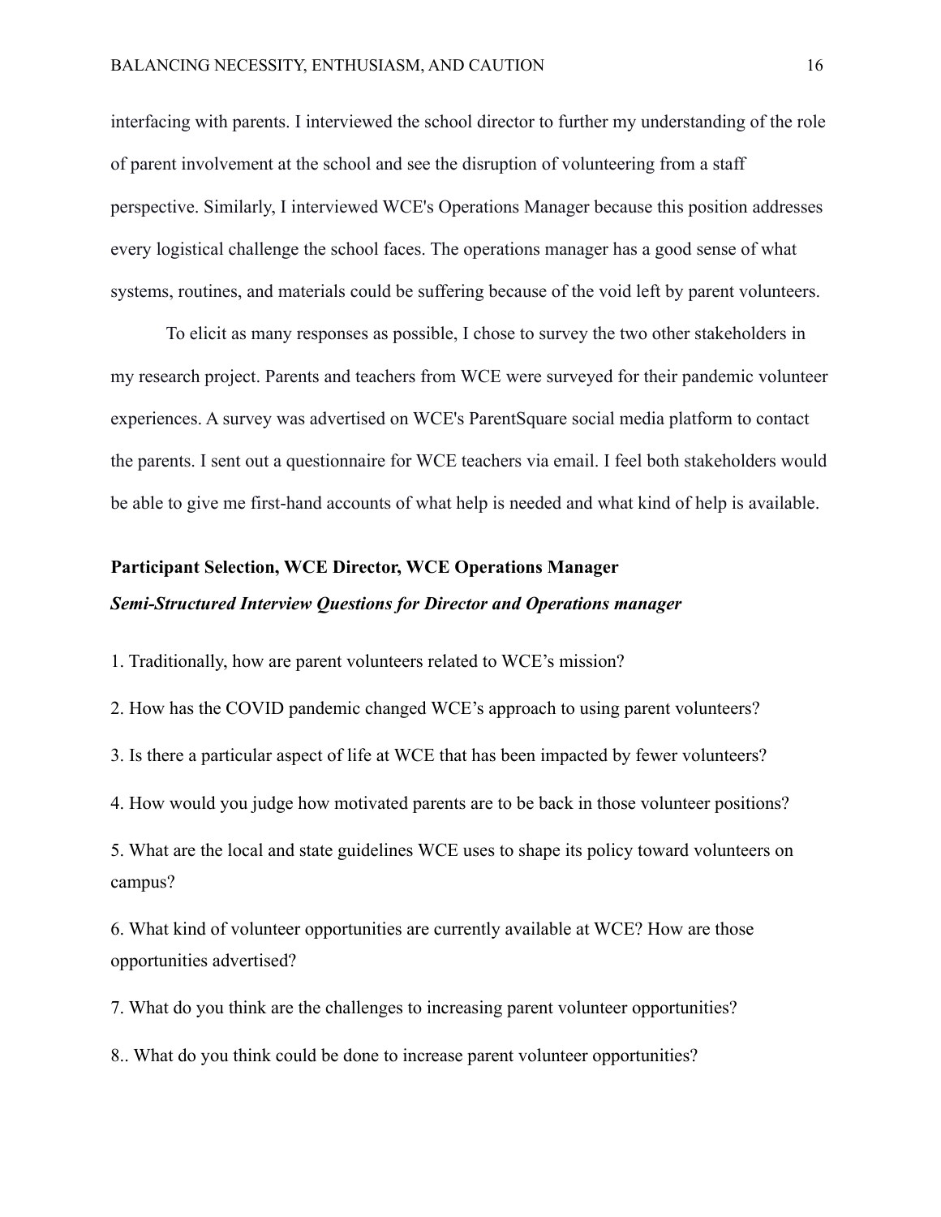interfacing with parents. I interviewed the school director to further my understanding of the role of parent involvement at the school and see the disruption of volunteering from a staff perspective. Similarly, I interviewed WCE's Operations Manager because this position addresses every logistical challenge the school faces. The operations manager has a good sense of what systems, routines, and materials could be suffering because of the void left by parent volunteers.

To elicit as many responses as possible, I chose to survey the two other stakeholders in my research project. Parents and teachers from WCE were surveyed for their pandemic volunteer experiences. A survey was advertised on WCE's ParentSquare social media platform to contact the parents. I sent out a questionnaire for WCE teachers via email. I feel both stakeholders would be able to give me first-hand accounts of what help is needed and what kind of help is available.

**Participant Selection, WCE Director, WCE Operations Manager**

***Semi-Structured Interview Questions for Director and Operations manager***

1. Traditionally, how are parent volunteers related to WCE's mission?

2. How has the COVID pandemic changed WCE's approach to using parent volunteers?

3. Is there a particular aspect of life at WCE that has been impacted by fewer volunteers?

4. How would you judge how motivated parents are to be back in those volunteer positions?

5. What are the local and state guidelines WCE uses to shape its policy toward volunteers on campus?

6. What kind of volunteer opportunities are currently available at WCE? How are those opportunities advertised?

7. What do you think are the challenges to increasing parent volunteer opportunities?

8.. What do you think could be done to increase parent volunteer opportunities?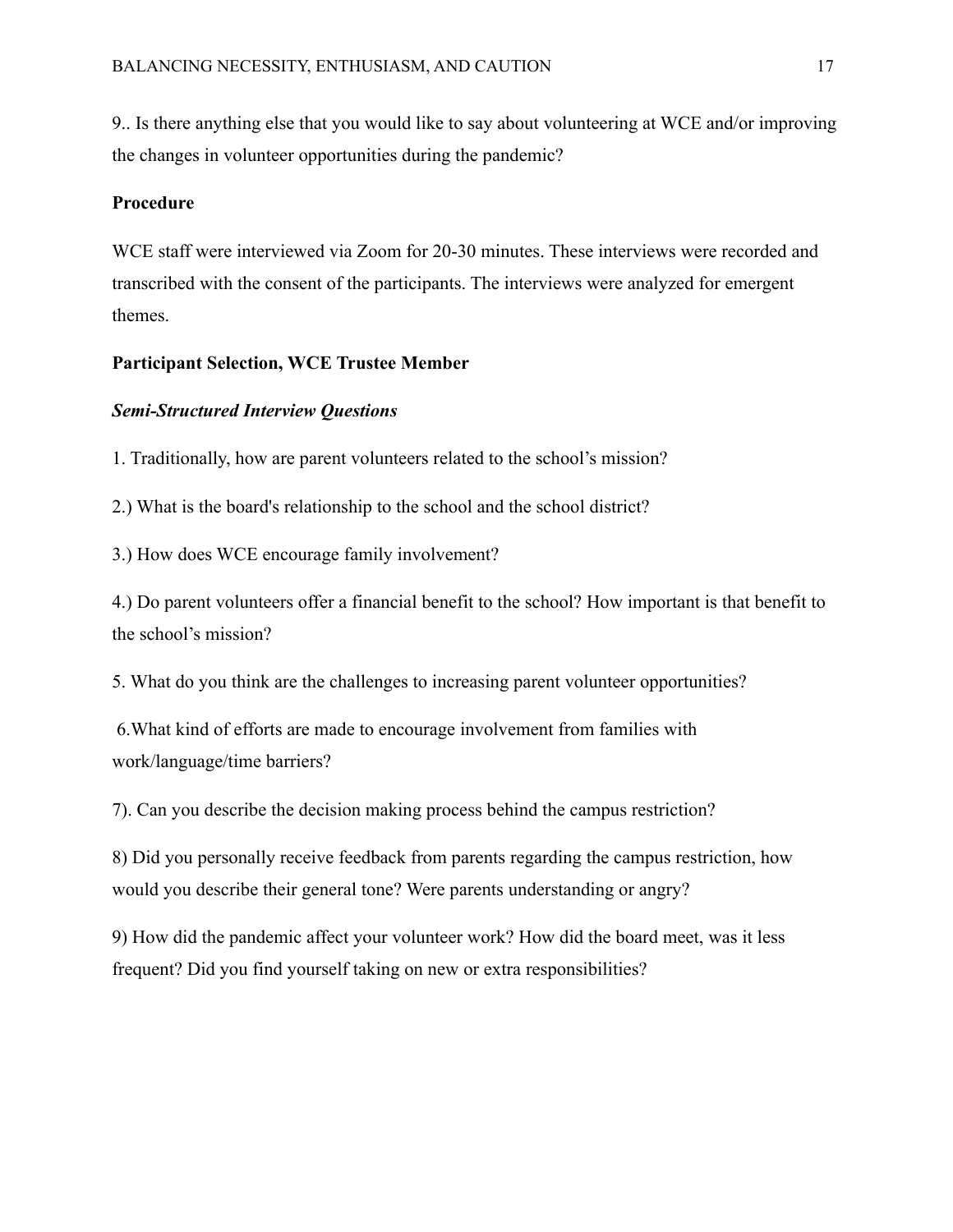9.. Is there anything else that you would like to say about volunteering at WCE and/or improving the changes in volunteer opportunities during the pandemic?

**Procedure**

WCE staff were interviewed via Zoom for 20-30 minutes. These interviews were recorded and transcribed with the consent of the participants. The interviews were analyzed for emergent themes.

**Participant Selection, WCE Trustee Member**

***Semi-Structured Interview Questions***

1. Traditionally, how are parent volunteers related to the school's mission?

2.) What is the board's relationship to the school and the school district?

3.) How does WCE encourage family involvement?

4.) Do parent volunteers offer a financial benefit to the school? How important is that benefit to the school's mission?

5. What do you think are the challenges to increasing parent volunteer opportunities?

6.What kind of efforts are made to encourage involvement from families with work/language/time barriers?

7). Can you describe the decision making process behind the campus restriction?

8) Did you personally receive feedback from parents regarding the campus restriction, how would you describe their general tone? Were parents understanding or angry?

9) How did the pandemic affect your volunteer work? How did the board meet, was it less frequent? Did you find yourself taking on new or extra responsibilities?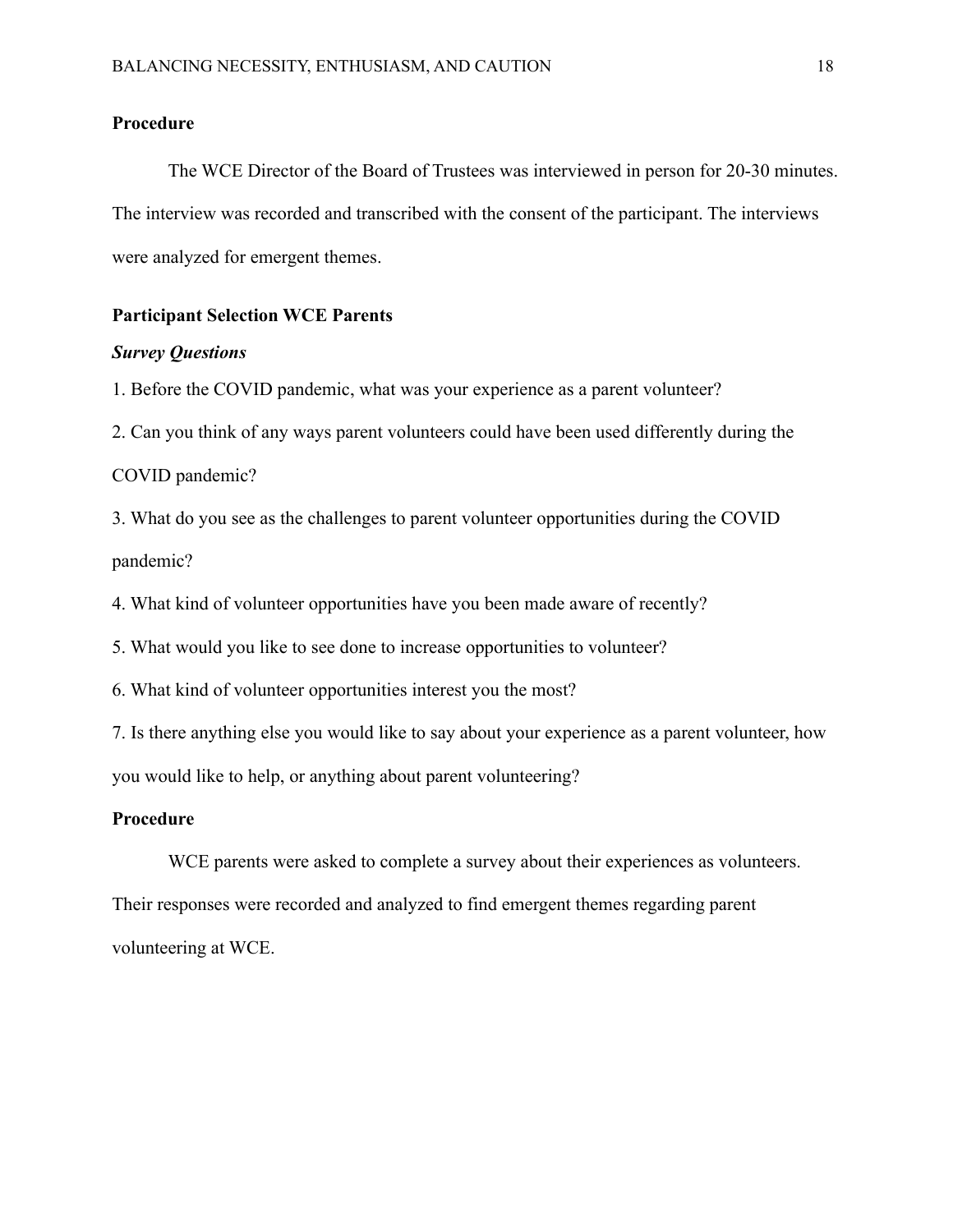### Procedure

The WCE Director of the Board of Trustees was interviewed in person for 20-30 minutes. The interview was recorded and transcribed with the consent of the participant. The interviews were analyzed for emergent themes.

### Participant Selection WCE Parents

#### *Survey Questions*

1. Before the COVID pandemic, what was your experience as a parent volunteer?
2. Can you think of any ways parent volunteers could have been used differently during the COVID pandemic?
3. What do you see as the challenges to parent volunteer opportunities during the COVID pandemic?
4. What kind of volunteer opportunities have you been made aware of recently?
5. What would you like to see done to increase opportunities to volunteer?
6. What kind of volunteer opportunities interest you the most?
7. Is there anything else you would like to say about your experience as a parent volunteer, how you would like to help, or anything about parent volunteering?

### Procedure

WCE parents were asked to complete a survey about their experiences as volunteers. Their responses were recorded and analyzed to find emergent themes regarding parent volunteering at WCE.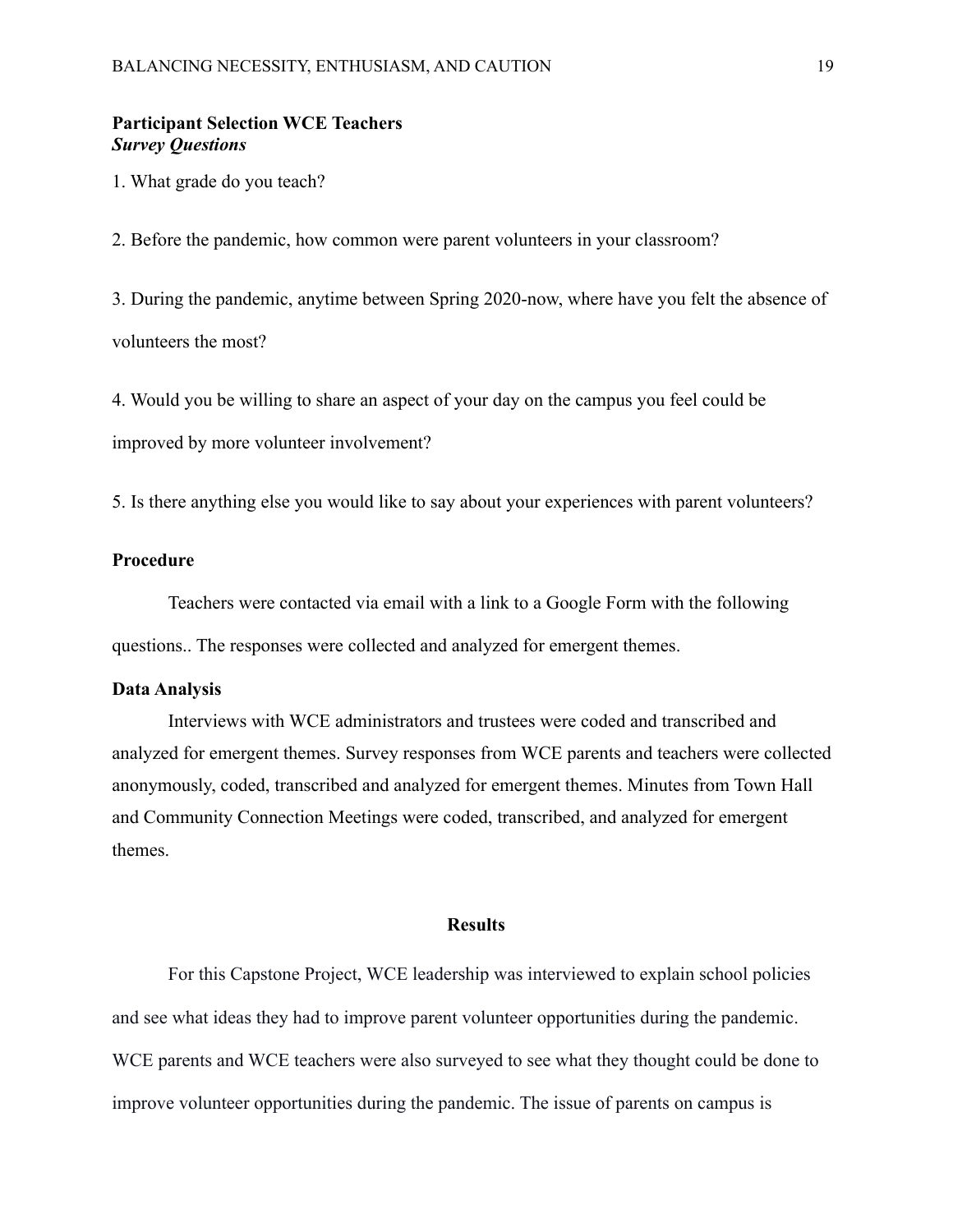### Participant Selection WCE Teachers

#### *Survey Questions*

1. What grade do you teach?

2. Before the pandemic, how common were parent volunteers in your classroom?

3. During the pandemic, anytime between Spring 2020-now, where have you felt the absence of volunteers the most?

4. Would you be willing to share an aspect of your day on the campus you feel could be improved by more volunteer involvement?

5. Is there anything else you would like to say about your experiences with parent volunteers?

### Procedure

Teachers were contacted via email with a link to a Google Form with the following questions.. The responses were collected and analyzed for emergent themes.

### Data Analysis

Interviews with WCE administrators and trustees were coded and transcribed and analyzed for emergent themes. Survey responses from WCE parents and teachers were collected anonymously, coded, transcribed and analyzed for emergent themes. Minutes from Town Hall and Community Connection Meetings were coded, transcribed, and analyzed for emergent themes.

## Results

For this Capstone Project, WCE leadership was interviewed to explain school policies and see what ideas they had to improve parent volunteer opportunities during the pandemic. WCE parents and WCE teachers were also surveyed to see what they thought could be done to improve volunteer opportunities during the pandemic. The issue of parents on campus is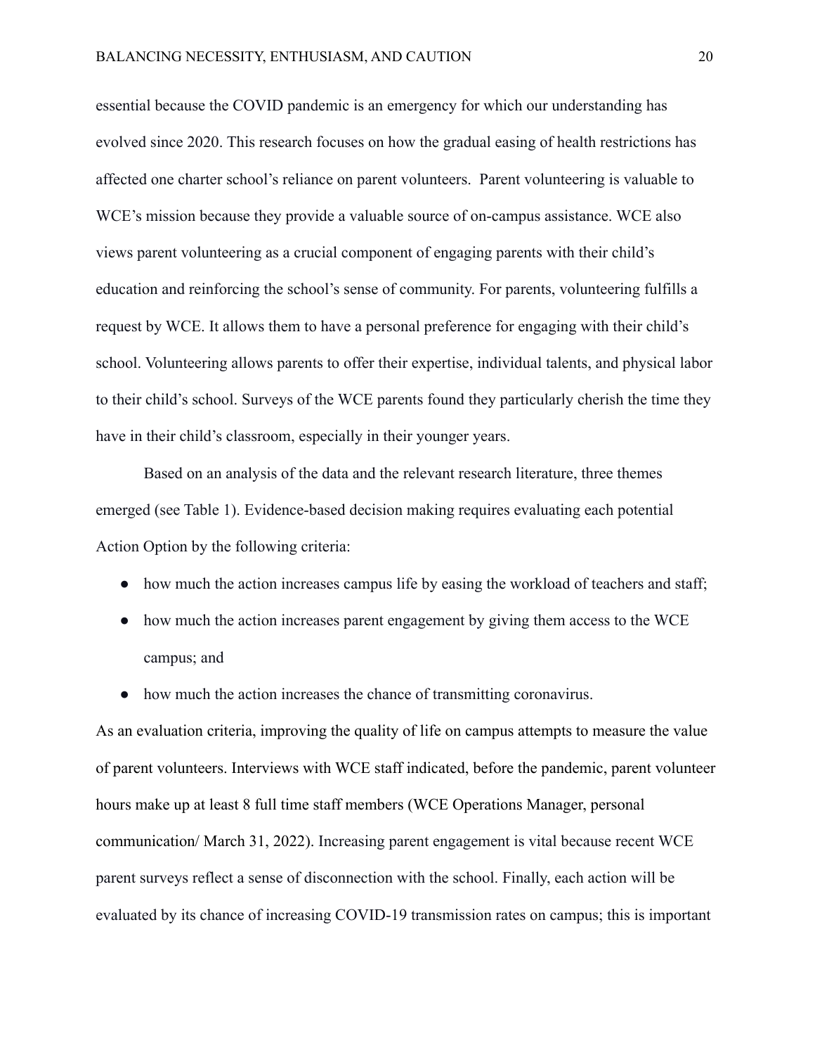essential because the COVID pandemic is an emergency for which our understanding has evolved since 2020. This research focuses on how the gradual easing of health restrictions has affected one charter school's reliance on parent volunteers.  Parent volunteering is valuable to WCE's mission because they provide a valuable source of on-campus assistance. WCE also views parent volunteering as a crucial component of engaging parents with their child's education and reinforcing the school's sense of community. For parents, volunteering fulfills a request by WCE. It allows them to have a personal preference for engaging with their child's school. Volunteering allows parents to offer their expertise, individual talents, and physical labor to their child's school. Surveys of the WCE parents found they particularly cherish the time they have in their child's classroom, especially in their younger years.

Based on an analysis of the data and the relevant research literature, three themes emerged (see Table 1). Evidence-based decision making requires evaluating each potential Action Option by the following criteria:

- how much the action increases campus life by easing the workload of teachers and staff;
- how much the action increases parent engagement by giving them access to the WCE campus; and
- how much the action increases the chance of transmitting coronavirus.

As an evaluation criteria, improving the quality of life on campus attempts to measure the value of parent volunteers. Interviews with WCE staff indicated, before the pandemic, parent volunteer hours make up at least 8 full time staff members (WCE Operations Manager, personal communication/ March 31, 2022). Increasing parent engagement is vital because recent WCE parent surveys reflect a sense of disconnection with the school. Finally, each action will be evaluated by its chance of increasing COVID-19 transmission rates on campus; this is important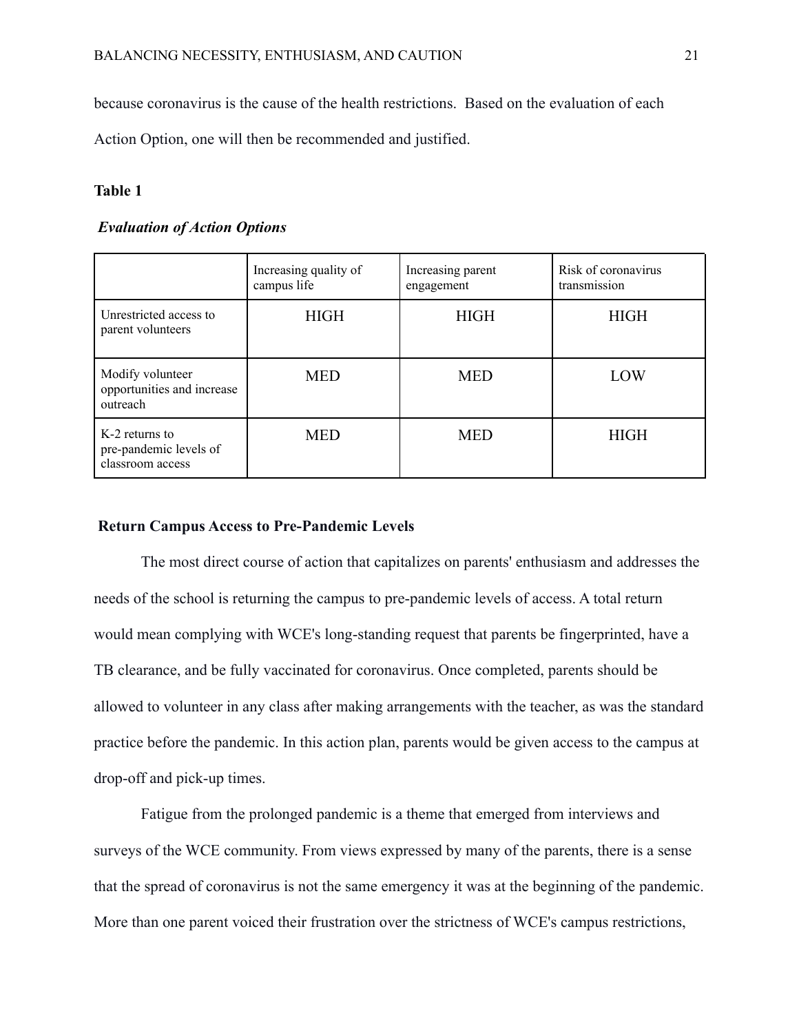because coronavirus is the cause of the health restrictions. Based on the evaluation of each Action Option, one will then be recommended and justified.

**Table 1**

***Evaluation of Action Options***

| | Increasing quality of campus life | Increasing parent engagement | Risk of coronavirus transmission |
|---|---|---|---|
| Unrestricted access to parent volunteers | HIGH | HIGH | HIGH |
| Modify volunteer opportunities and increase outreach | MED | MED | LOW |
| K-2 returns to pre-pandemic levels of classroom access | MED | MED | HIGH |

**Return Campus Access to Pre-Pandemic Levels**

The most direct course of action that capitalizes on parents' enthusiasm and addresses the needs of the school is returning the campus to pre-pandemic levels of access. A total return would mean complying with WCE's long-standing request that parents be fingerprinted, have a TB clearance, and be fully vaccinated for coronavirus. Once completed, parents should be allowed to volunteer in any class after making arrangements with the teacher, as was the standard practice before the pandemic. In this action plan, parents would be given access to the campus at drop-off and pick-up times.

Fatigue from the prolonged pandemic is a theme that emerged from interviews and surveys of the WCE community. From views expressed by many of the parents, there is a sense that the spread of coronavirus is not the same emergency it was at the beginning of the pandemic. More than one parent voiced their frustration over the strictness of WCE's campus restrictions,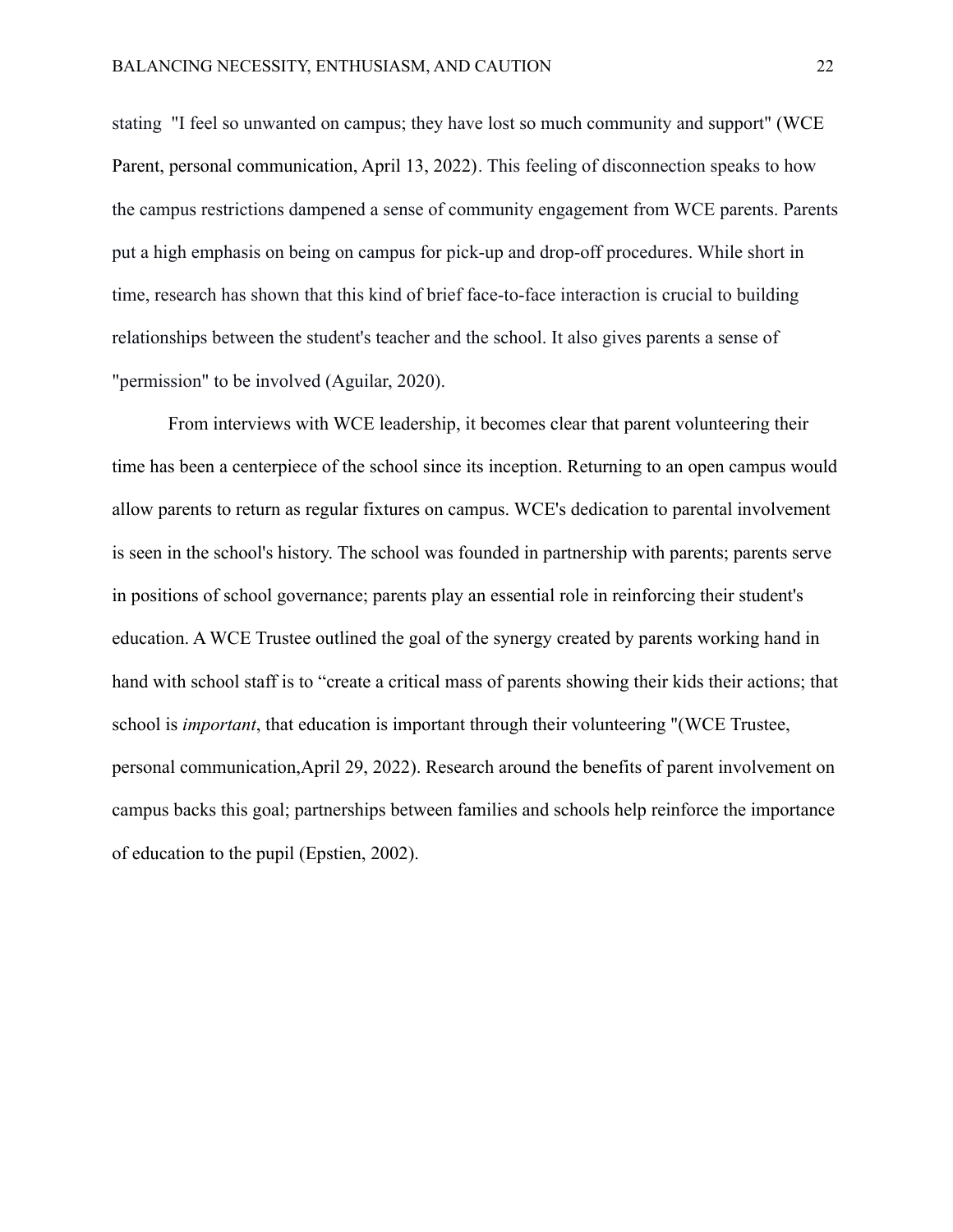stating "I feel so unwanted on campus; they have lost so much community and support" (WCE Parent, personal communication, April 13, 2022). This feeling of disconnection speaks to how the campus restrictions dampened a sense of community engagement from WCE parents. Parents put a high emphasis on being on campus for pick-up and drop-off procedures. While short in time, research has shown that this kind of brief face-to-face interaction is crucial to building relationships between the student's teacher and the school. It also gives parents a sense of "permission" to be involved (Aguilar, 2020).

From interviews with WCE leadership, it becomes clear that parent volunteering their time has been a centerpiece of the school since its inception. Returning to an open campus would allow parents to return as regular fixtures on campus. WCE's dedication to parental involvement is seen in the school's history. The school was founded in partnership with parents; parents serve in positions of school governance; parents play an essential role in reinforcing their student's education. A WCE Trustee outlined the goal of the synergy created by parents working hand in hand with school staff is to "create a critical mass of parents showing their kids their actions; that school is *important*, that education is important through their volunteering "(WCE Trustee, personal communication,April 29, 2022). Research around the benefits of parent involvement on campus backs this goal; partnerships between families and schools help reinforce the importance of education to the pupil (Epstien, 2002).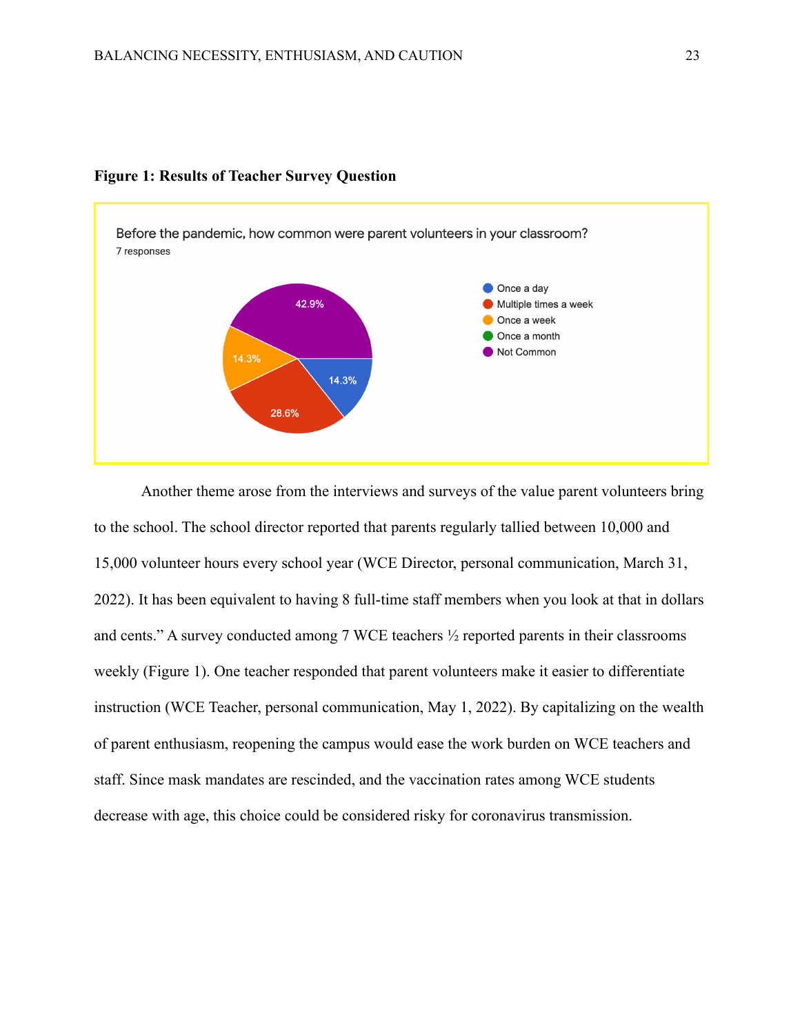**Figure 1: Results of Teacher Survey Question**

Before the pandemic, how common were parent volunteers in your classroom?
7 responses

| Response | Percentage |
|---|---|
| Once a day | 14.3% |
| Multiple times a week | 28.6% |
| Once a week | 14.3% |
| Once a month | |
| Not Common | 42.9% |

Another theme arose from the interviews and surveys of the value parent volunteers bring to the school. The school director reported that parents regularly tallied between 10,000 and 15,000 volunteer hours every school year (WCE Director, personal communication, March 31, 2022). It has been equivalent to having 8 full-time staff members when you look at that in dollars and cents." A survey conducted among 7 WCE teachers ½ reported parents in their classrooms weekly (Figure 1). One teacher responded that parent volunteers make it easier to differentiate instruction (WCE Teacher, personal communication, May 1, 2022). By capitalizing on the wealth of parent enthusiasm, reopening the campus would ease the work burden on WCE teachers and staff. Since mask mandates are rescinded, and the vaccination rates among WCE students decrease with age, this choice could be considered risky for coronavirus transmission.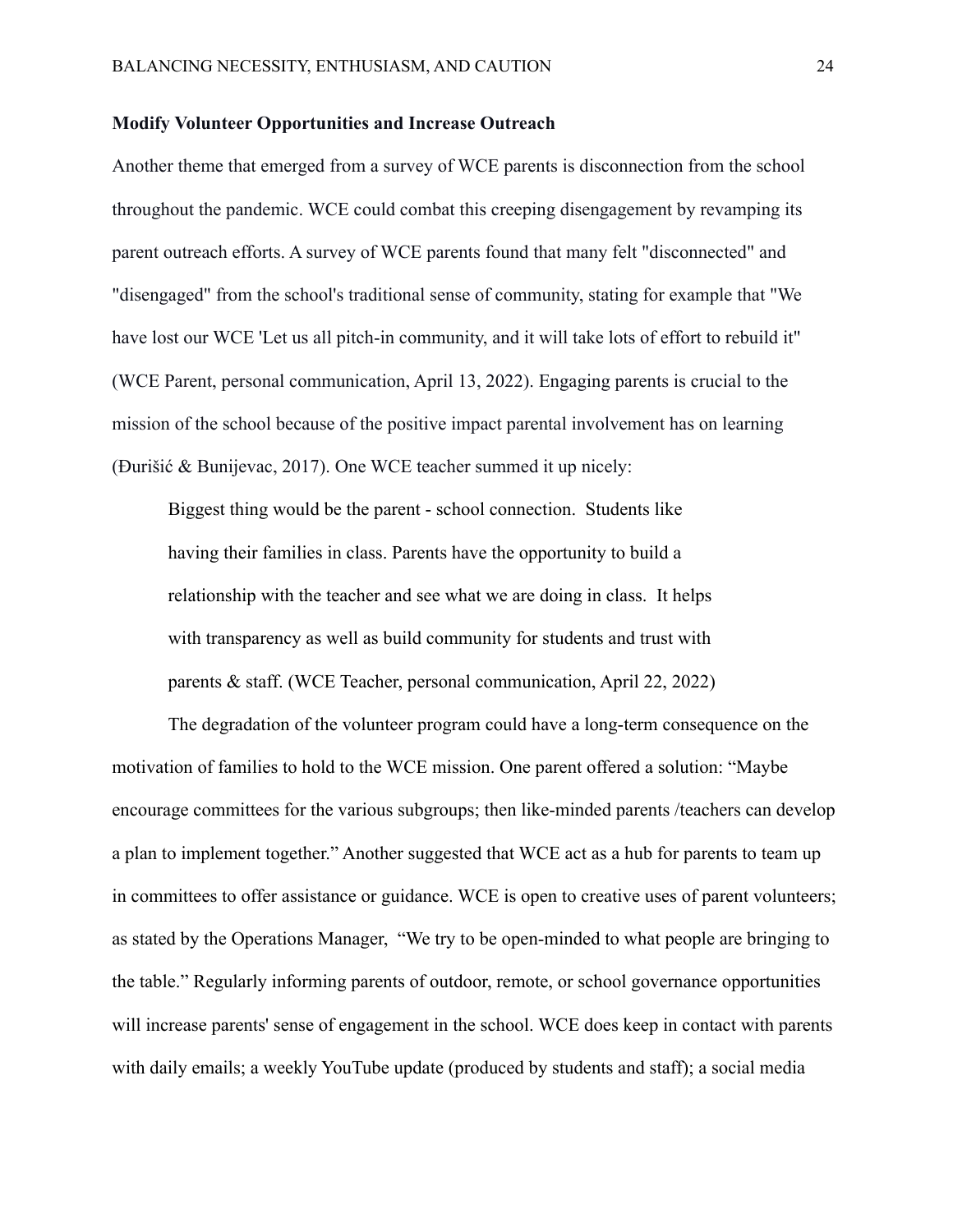### Modify Volunteer Opportunities and Increase Outreach

Another theme that emerged from a survey of WCE parents is disconnection from the school throughout the pandemic. WCE could combat this creeping disengagement by revamping its parent outreach efforts. A survey of WCE parents found that many felt "disconnected" and "disengaged" from the school's traditional sense of community, stating for example that "We have lost our WCE 'Let us all pitch-in community, and it will take lots of effort to rebuild it" (WCE Parent, personal communication, April 13, 2022). Engaging parents is crucial to the mission of the school because of the positive impact parental involvement has on learning (Đurišić & Bunijevac, 2017). One WCE teacher summed it up nicely:

> Biggest thing would be the parent - school connection. Students like having their families in class. Parents have the opportunity to build a relationship with the teacher and see what we are doing in class. It helps with transparency as well as build community for students and trust with parents & staff. (WCE Teacher, personal communication, April 22, 2022)

The degradation of the volunteer program could have a long-term consequence on the motivation of families to hold to the WCE mission. One parent offered a solution: "Maybe encourage committees for the various subgroups; then like-minded parents /teachers can develop a plan to implement together." Another suggested that WCE act as a hub for parents to team up in committees to offer assistance or guidance. WCE is open to creative uses of parent volunteers; as stated by the Operations Manager, "We try to be open-minded to what people are bringing to the table." Regularly informing parents of outdoor, remote, or school governance opportunities will increase parents' sense of engagement in the school. WCE does keep in contact with parents with daily emails; a weekly YouTube update (produced by students and staff); a social media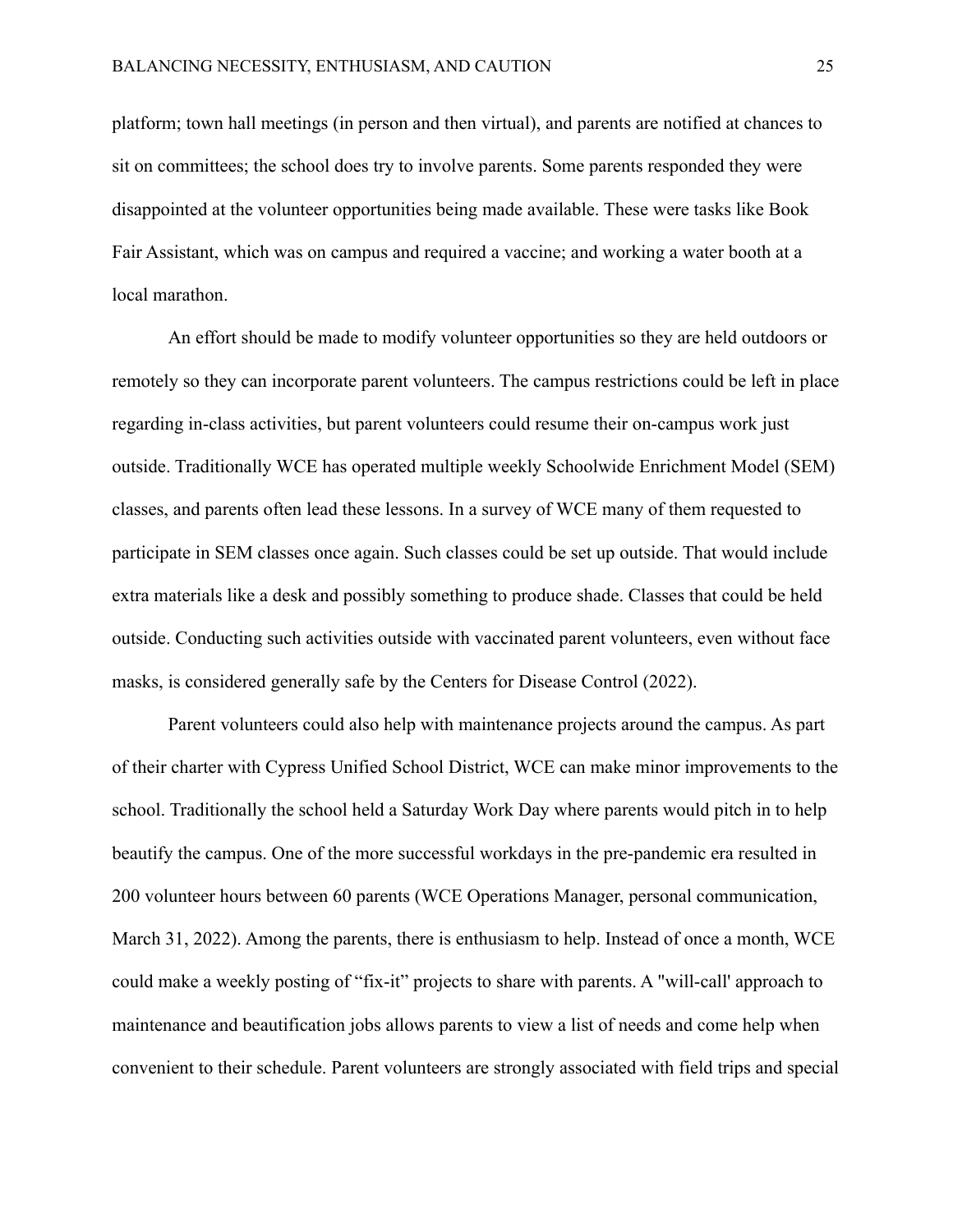platform; town hall meetings (in person and then virtual), and parents are notified at chances to sit on committees; the school does try to involve parents. Some parents responded they were disappointed at the volunteer opportunities being made available. These were tasks like Book Fair Assistant, which was on campus and required a vaccine; and working a water booth at a local marathon.

An effort should be made to modify volunteer opportunities so they are held outdoors or remotely so they can incorporate parent volunteers. The campus restrictions could be left in place regarding in-class activities, but parent volunteers could resume their on-campus work just outside. Traditionally WCE has operated multiple weekly Schoolwide Enrichment Model (SEM) classes, and parents often lead these lessons. In a survey of WCE many of them requested to participate in SEM classes once again. Such classes could be set up outside. That would include extra materials like a desk and possibly something to produce shade. Classes that could be held outside. Conducting such activities outside with vaccinated parent volunteers, even without face masks, is considered generally safe by the Centers for Disease Control (2022).

Parent volunteers could also help with maintenance projects around the campus. As part of their charter with Cypress Unified School District, WCE can make minor improvements to the school. Traditionally the school held a Saturday Work Day where parents would pitch in to help beautify the campus. One of the more successful workdays in the pre-pandemic era resulted in 200 volunteer hours between 60 parents (WCE Operations Manager, personal communication, March 31, 2022). Among the parents, there is enthusiasm to help. Instead of once a month, WCE could make a weekly posting of “fix-it” projects to share with parents. A "will-call' approach to maintenance and beautification jobs allows parents to view a list of needs and come help when convenient to their schedule. Parent volunteers are strongly associated with field trips and special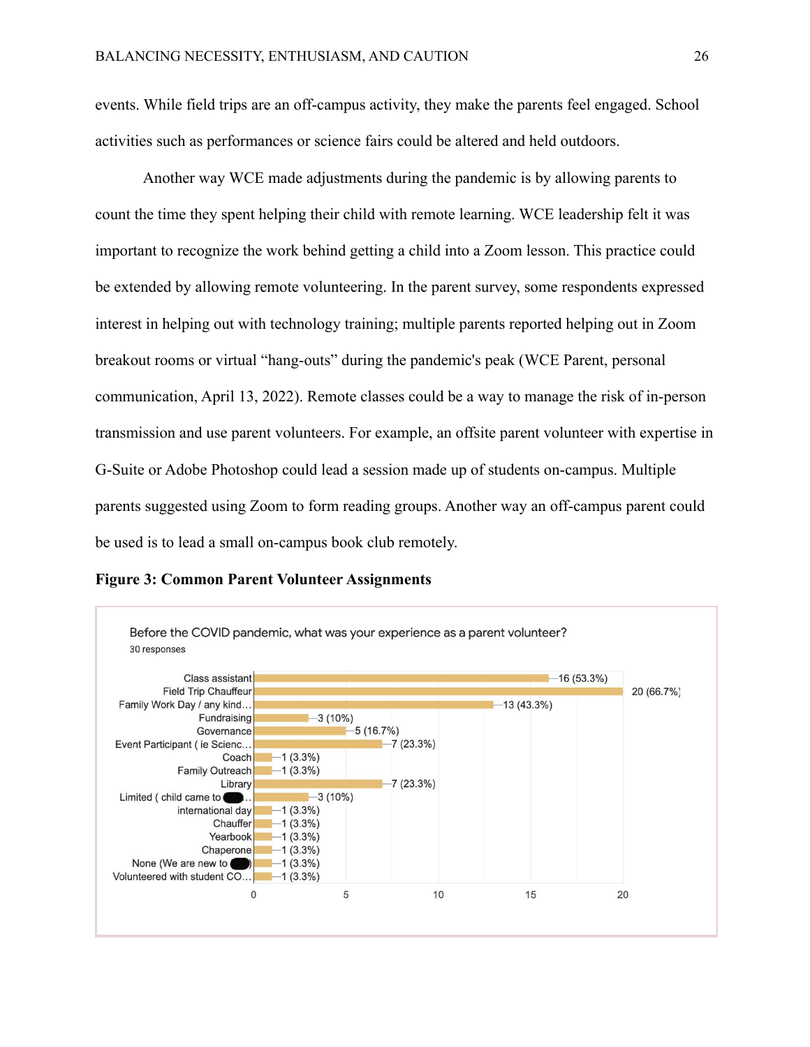events. While field trips are an off-campus activity, they make the parents feel engaged. School activities such as performances or science fairs could be altered and held outdoors.

Another way WCE made adjustments during the pandemic is by allowing parents to count the time they spent helping their child with remote learning. WCE leadership felt it was important to recognize the work behind getting a child into a Zoom lesson. This practice could be extended by allowing remote volunteering. In the parent survey, some respondents expressed interest in helping out with technology training; multiple parents reported helping out in Zoom breakout rooms or virtual "hang-outs" during the pandemic's peak (WCE Parent, personal communication, April 13, 2022). Remote classes could be a way to manage the risk of in-person transmission and use parent volunteers. For example, an offsite parent volunteer with expertise in G-Suite or Adobe Photoshop could lead a session made up of students on-campus. Multiple parents suggested using Zoom to form reading groups. Another way an off-campus parent could be used is to lead a small on-campus book club remotely.

**Figure 3: Common Parent Volunteer Assignments**

Before the COVID pandemic, what was your experience as a parent volunteer?
30 responses

| Response | Count (%) |
| --- | --- |
| Class assistant | 16 (53.3%) |
| Field Trip Chauffeur | 20 (66.7%) |
| Family Work Day / any kind... | 13 (43.3%) |
| Fundraising | 3 (10%) |
| Governance | 5 (16.7%) |
| Event Participant ( ie Scienc... | 7 (23.3%) |
| Coach | 1 (3.3%) |
| Family Outreach | 1 (3.3%) |
| Library | 7 (23.3%) |
| Limited ( child came to ... | 3 (10%) |
| international day | 1 (3.3%) |
| Chauffer | 1 (3.3%) |
| Yearbook | 1 (3.3%) |
| Chaperone | 1 (3.3%) |
| None (We are new to ) | 1 (3.3%) |
| Volunteered with student CO... | 1 (3.3%) |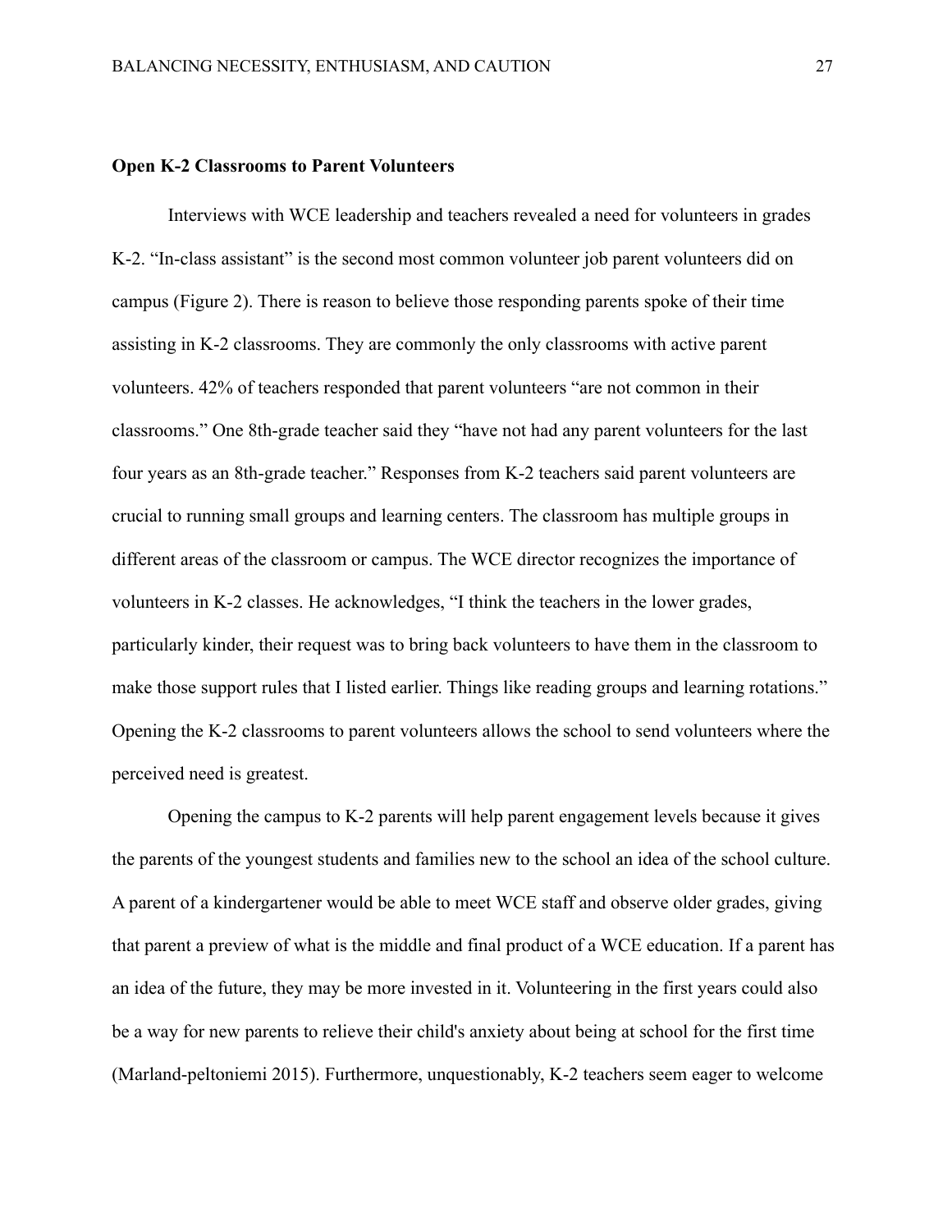## Open K-2 Classrooms to Parent Volunteers

Interviews with WCE leadership and teachers revealed a need for volunteers in grades K-2. "In-class assistant" is the second most common volunteer job parent volunteers did on campus (Figure 2). There is reason to believe those responding parents spoke of their time assisting in K-2 classrooms. They are commonly the only classrooms with active parent volunteers. 42% of teachers responded that parent volunteers "are not common in their classrooms." One 8th-grade teacher said they "have not had any parent volunteers for the last four years as an 8th-grade teacher." Responses from K-2 teachers said parent volunteers are crucial to running small groups and learning centers. The classroom has multiple groups in different areas of the classroom or campus. The WCE director recognizes the importance of volunteers in K-2 classes. He acknowledges, "I think the teachers in the lower grades, particularly kinder, their request was to bring back volunteers to have them in the classroom to make those support rules that I listed earlier. Things like reading groups and learning rotations." Opening the K-2 classrooms to parent volunteers allows the school to send volunteers where the perceived need is greatest.

Opening the campus to K-2 parents will help parent engagement levels because it gives the parents of the youngest students and families new to the school an idea of the school culture. A parent of a kindergartener would be able to meet WCE staff and observe older grades, giving that parent a preview of what is the middle and final product of a WCE education. If a parent has an idea of the future, they may be more invested in it. Volunteering in the first years could also be a way for new parents to relieve their child's anxiety about being at school for the first time (Marland-peltoniemi 2015). Furthermore, unquestionably, K-2 teachers seem eager to welcome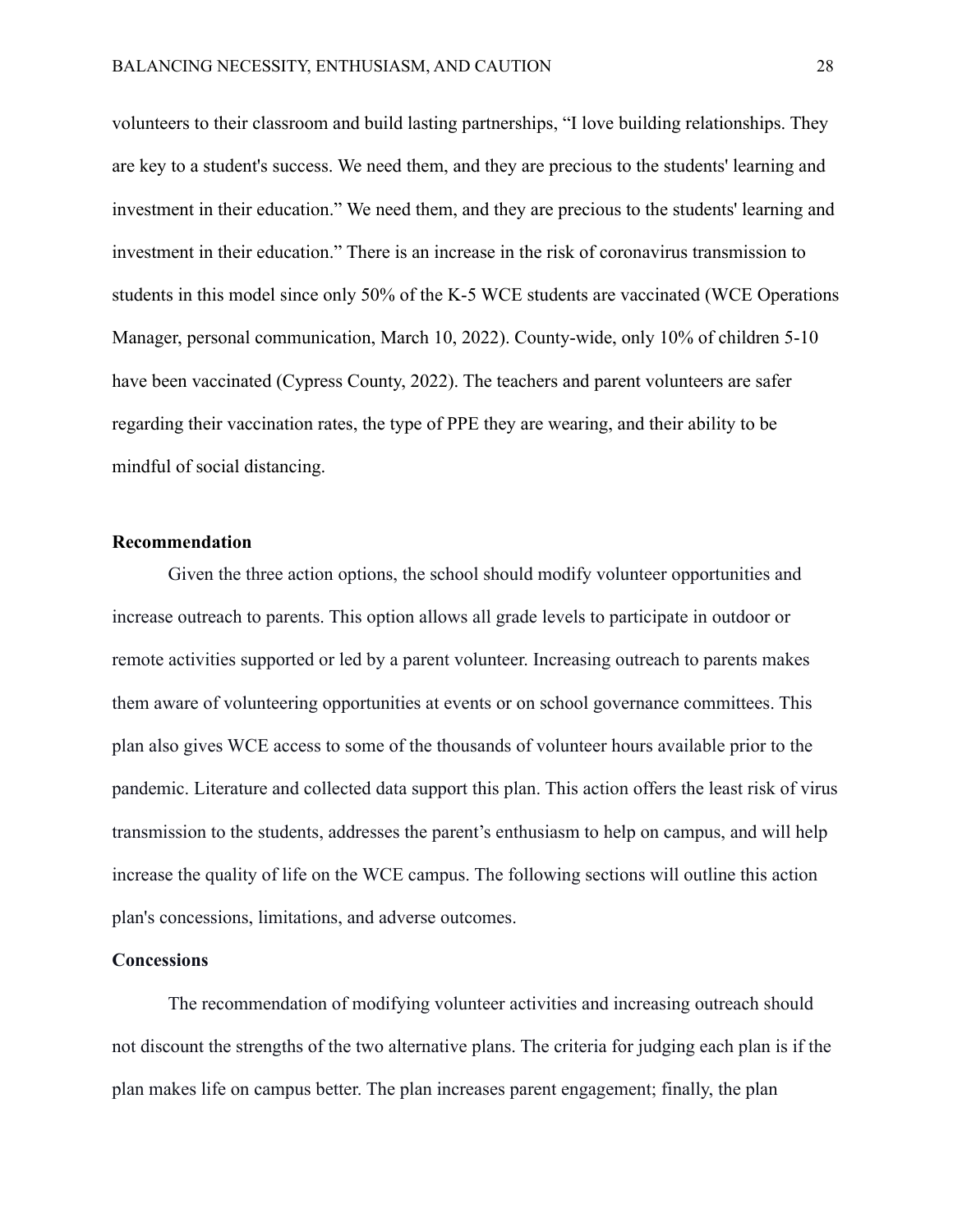volunteers to their classroom and build lasting partnerships, "I love building relationships. They are key to a student's success. We need them, and they are precious to the students' learning and investment in their education." We need them, and they are precious to the students' learning and investment in their education." There is an increase in the risk of coronavirus transmission to students in this model since only 50% of the K-5 WCE students are vaccinated (WCE Operations Manager, personal communication, March 10, 2022). County-wide, only 10% of children 5-10 have been vaccinated (Cypress County, 2022). The teachers and parent volunteers are safer regarding their vaccination rates, the type of PPE they are wearing, and their ability to be mindful of social distancing.

## Recommendation

Given the three action options, the school should modify volunteer opportunities and increase outreach to parents. This option allows all grade levels to participate in outdoor or remote activities supported or led by a parent volunteer. Increasing outreach to parents makes them aware of volunteering opportunities at events or on school governance committees. This plan also gives WCE access to some of the thousands of volunteer hours available prior to the pandemic. Literature and collected data support this plan. This action offers the least risk of virus transmission to the students, addresses the parent's enthusiasm to help on campus, and will help increase the quality of life on the WCE campus. The following sections will outline this action plan's concessions, limitations, and adverse outcomes.

## Concessions

The recommendation of modifying volunteer activities and increasing outreach should not discount the strengths of the two alternative plans. The criteria for judging each plan is if the plan makes life on campus better. The plan increases parent engagement; finally, the plan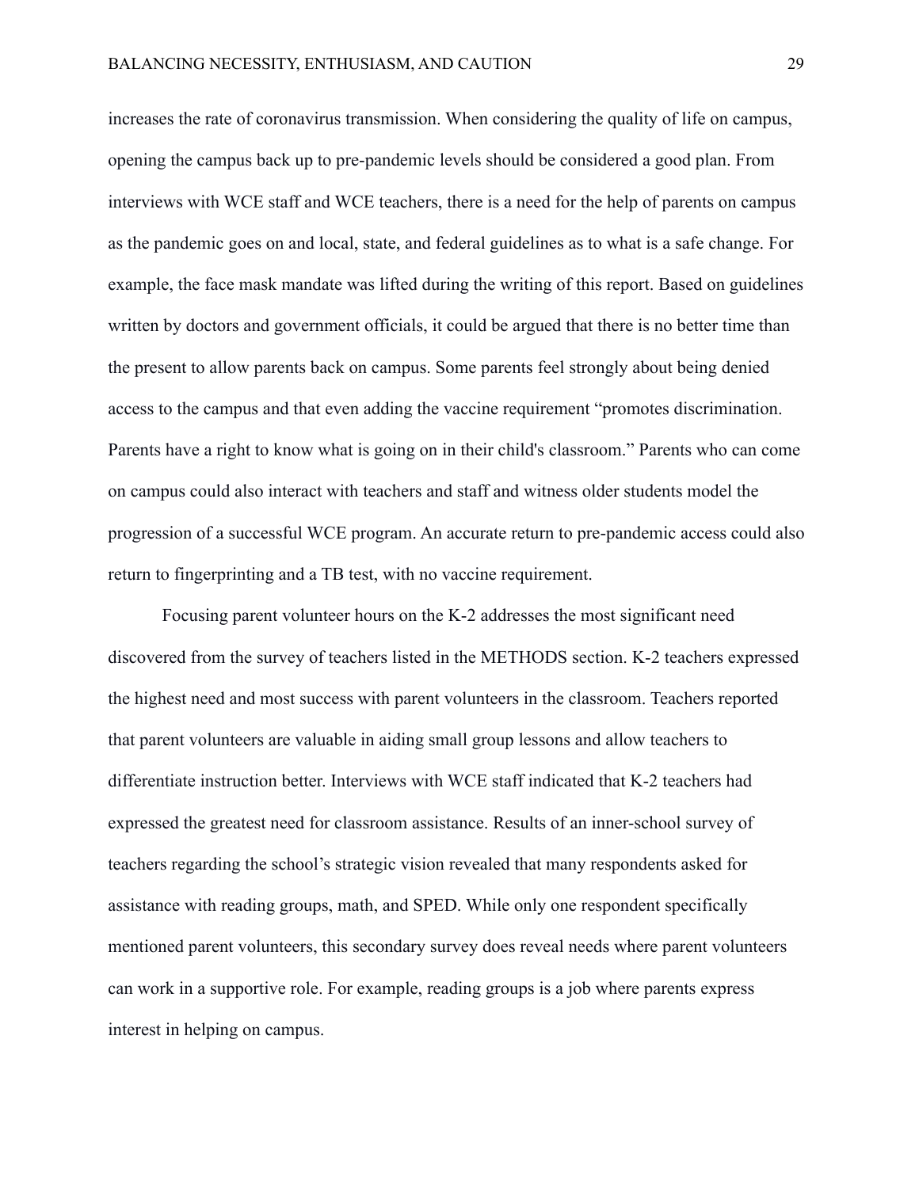increases the rate of coronavirus transmission. When considering the quality of life on campus, opening the campus back up to pre-pandemic levels should be considered a good plan. From interviews with WCE staff and WCE teachers, there is a need for the help of parents on campus as the pandemic goes on and local, state, and federal guidelines as to what is a safe change. For example, the face mask mandate was lifted during the writing of this report. Based on guidelines written by doctors and government officials, it could be argued that there is no better time than the present to allow parents back on campus. Some parents feel strongly about being denied access to the campus and that even adding the vaccine requirement "promotes discrimination. Parents have a right to know what is going on in their child's classroom." Parents who can come on campus could also interact with teachers and staff and witness older students model the progression of a successful WCE program. An accurate return to pre-pandemic access could also return to fingerprinting and a TB test, with no vaccine requirement.

Focusing parent volunteer hours on the K-2 addresses the most significant need discovered from the survey of teachers listed in the METHODS section. K-2 teachers expressed the highest need and most success with parent volunteers in the classroom. Teachers reported that parent volunteers are valuable in aiding small group lessons and allow teachers to differentiate instruction better. Interviews with WCE staff indicated that K-2 teachers had expressed the greatest need for classroom assistance. Results of an inner-school survey of teachers regarding the school's strategic vision revealed that many respondents asked for assistance with reading groups, math, and SPED. While only one respondent specifically mentioned parent volunteers, this secondary survey does reveal needs where parent volunteers can work in a supportive role. For example, reading groups is a job where parents express interest in helping on campus.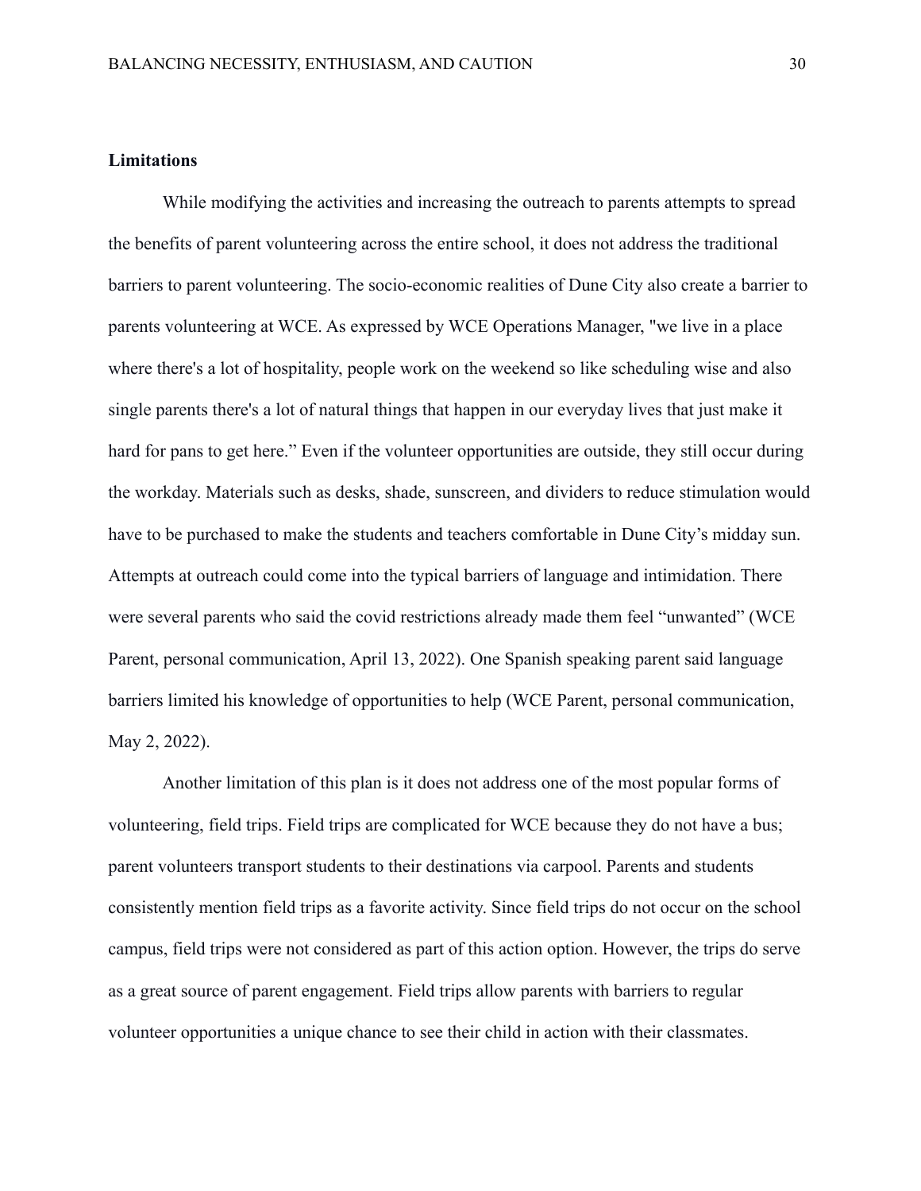### Limitations

While modifying the activities and increasing the outreach to parents attempts to spread the benefits of parent volunteering across the entire school, it does not address the traditional barriers to parent volunteering. The socio-economic realities of Dune City also create a barrier to parents volunteering at WCE. As expressed by WCE Operations Manager, "we live in a place where there's a lot of hospitality, people work on the weekend so like scheduling wise and also single parents there's a lot of natural things that happen in our everyday lives that just make it hard for pans to get here." Even if the volunteer opportunities are outside, they still occur during the workday. Materials such as desks, shade, sunscreen, and dividers to reduce stimulation would have to be purchased to make the students and teachers comfortable in Dune City's midday sun. Attempts at outreach could come into the typical barriers of language and intimidation. There were several parents who said the covid restrictions already made them feel "unwanted" (WCE Parent, personal communication, April 13, 2022). One Spanish speaking parent said language barriers limited his knowledge of opportunities to help (WCE Parent, personal communication, May 2, 2022).

Another limitation of this plan is it does not address one of the most popular forms of volunteering, field trips. Field trips are complicated for WCE because they do not have a bus; parent volunteers transport students to their destinations via carpool. Parents and students consistently mention field trips as a favorite activity. Since field trips do not occur on the school campus, field trips were not considered as part of this action option. However, the trips do serve as a great source of parent engagement. Field trips allow parents with barriers to regular volunteer opportunities a unique chance to see their child in action with their classmates.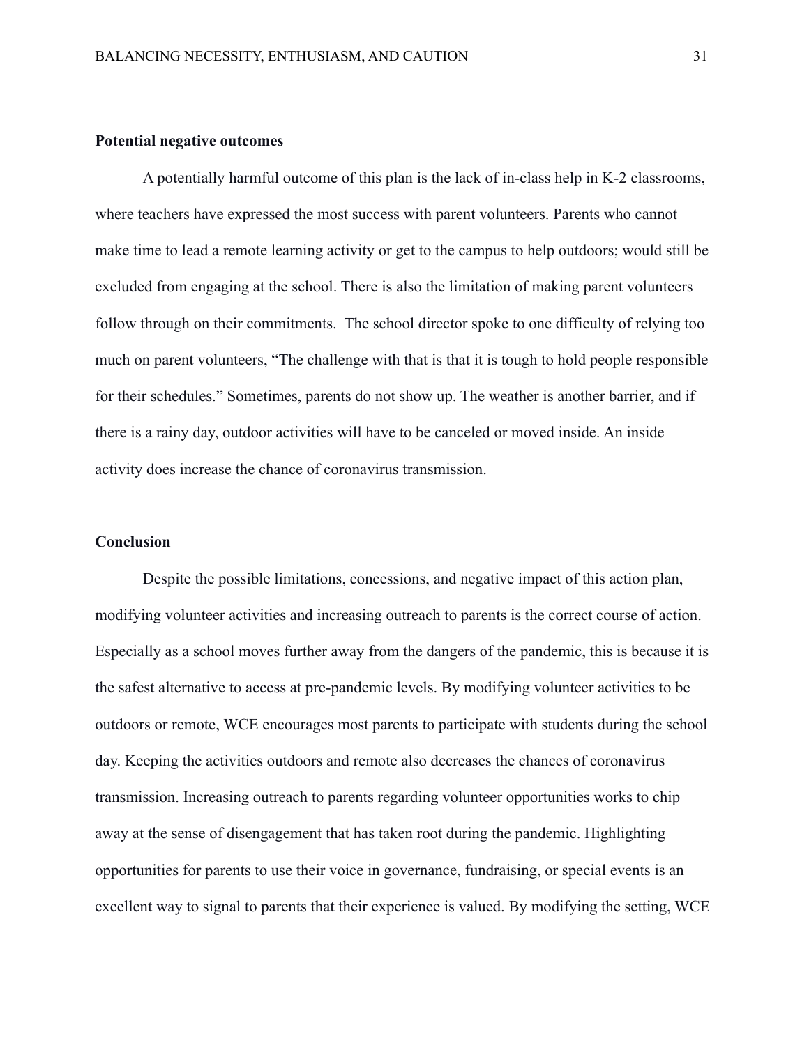**Potential negative outcomes**

A potentially harmful outcome of this plan is the lack of in-class help in K-2 classrooms, where teachers have expressed the most success with parent volunteers. Parents who cannot make time to lead a remote learning activity or get to the campus to help outdoors; would still be excluded from engaging at the school. There is also the limitation of making parent volunteers follow through on their commitments. The school director spoke to one difficulty of relying too much on parent volunteers, "The challenge with that is that it is tough to hold people responsible for their schedules." Sometimes, parents do not show up. The weather is another barrier, and if there is a rainy day, outdoor activities will have to be canceled or moved inside. An inside activity does increase the chance of coronavirus transmission.

**Conclusion**

Despite the possible limitations, concessions, and negative impact of this action plan, modifying volunteer activities and increasing outreach to parents is the correct course of action. Especially as a school moves further away from the dangers of the pandemic, this is because it is the safest alternative to access at pre-pandemic levels. By modifying volunteer activities to be outdoors or remote, WCE encourages most parents to participate with students during the school day. Keeping the activities outdoors and remote also decreases the chances of coronavirus transmission. Increasing outreach to parents regarding volunteer opportunities works to chip away at the sense of disengagement that has taken root during the pandemic. Highlighting opportunities for parents to use their voice in governance, fundraising, or special events is an excellent way to signal to parents that their experience is valued. By modifying the setting, WCE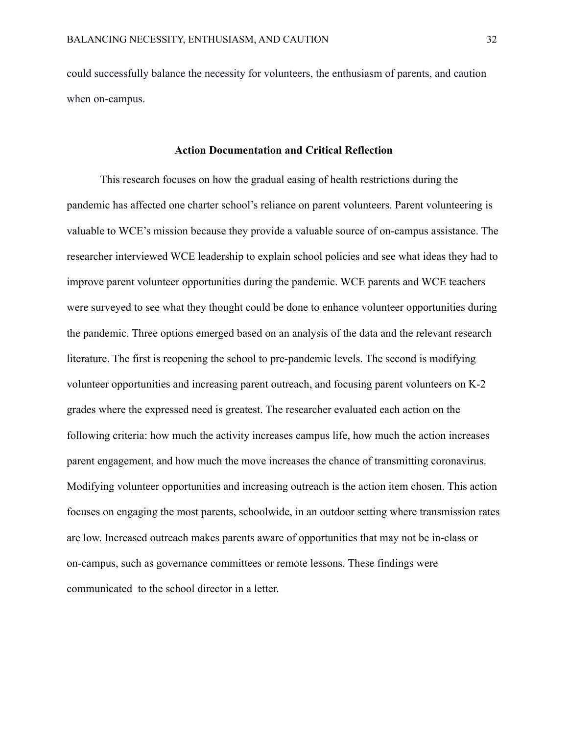could successfully balance the necessity for volunteers, the enthusiasm of parents, and caution when on-campus.

## Action Documentation and Critical Reflection

This research focuses on how the gradual easing of health restrictions during the pandemic has affected one charter school's reliance on parent volunteers. Parent volunteering is valuable to WCE's mission because they provide a valuable source of on-campus assistance. The researcher interviewed WCE leadership to explain school policies and see what ideas they had to improve parent volunteer opportunities during the pandemic. WCE parents and WCE teachers were surveyed to see what they thought could be done to enhance volunteer opportunities during the pandemic. Three options emerged based on an analysis of the data and the relevant research literature. The first is reopening the school to pre-pandemic levels. The second is modifying volunteer opportunities and increasing parent outreach, and focusing parent volunteers on K-2 grades where the expressed need is greatest. The researcher evaluated each action on the following criteria: how much the activity increases campus life, how much the action increases parent engagement, and how much the move increases the chance of transmitting coronavirus. Modifying volunteer opportunities and increasing outreach is the action item chosen. This action focuses on engaging the most parents, schoolwide, in an outdoor setting where transmission rates are low. Increased outreach makes parents aware of opportunities that may not be in-class or on-campus, such as governance committees or remote lessons. These findings were communicated to the school director in a letter.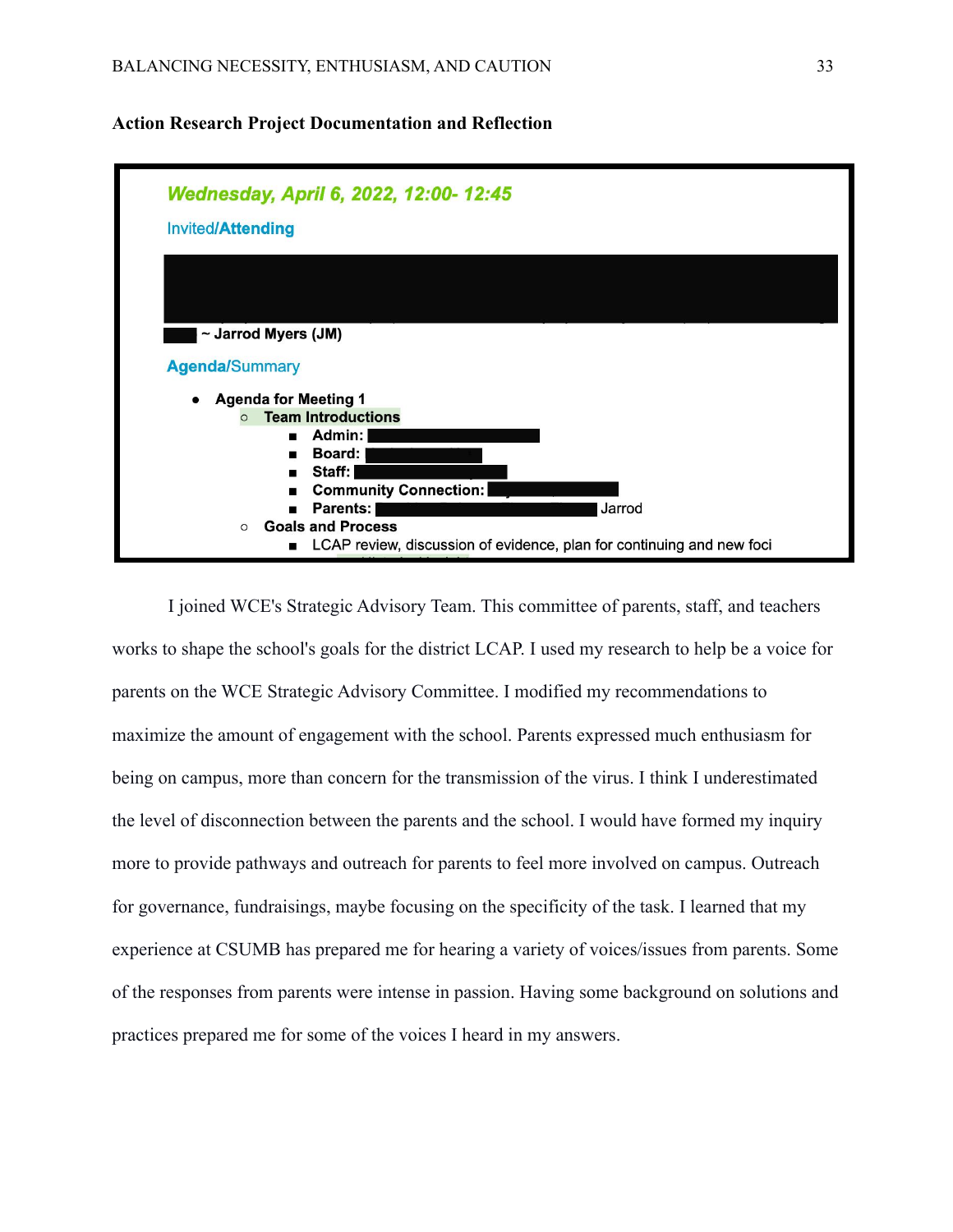### Action Research Project Documentation and Reflection

**Wednesday, April 6, 2022, 12:00- 12:45**

Invited/**Attending**

~ **Jarrod Myers (JM)**

**Agenda**/Summary

- **Agenda for Meeting 1**
  - **Team Introductions**
    - **Admin:**
    - **Board:**
    - **Staff:**
    - **Community Connection:**
    - **Parents:** Jarrod
  - **Goals and Process**
    - LCAP review, discussion of evidence, plan for continuing and new foci

I joined WCE's Strategic Advisory Team. This committee of parents, staff, and teachers works to shape the school's goals for the district LCAP. I used my research to help be a voice for parents on the WCE Strategic Advisory Committee. I modified my recommendations to maximize the amount of engagement with the school. Parents expressed much enthusiasm for being on campus, more than concern for the transmission of the virus. I think I underestimated the level of disconnection between the parents and the school. I would have formed my inquiry more to provide pathways and outreach for parents to feel more involved on campus. Outreach for governance, fundraisings, maybe focusing on the specificity of the task. I learned that my experience at CSUMB has prepared me for hearing a variety of voices/issues from parents. Some of the responses from parents were intense in passion. Having some background on solutions and practices prepared me for some of the voices I heard in my answers.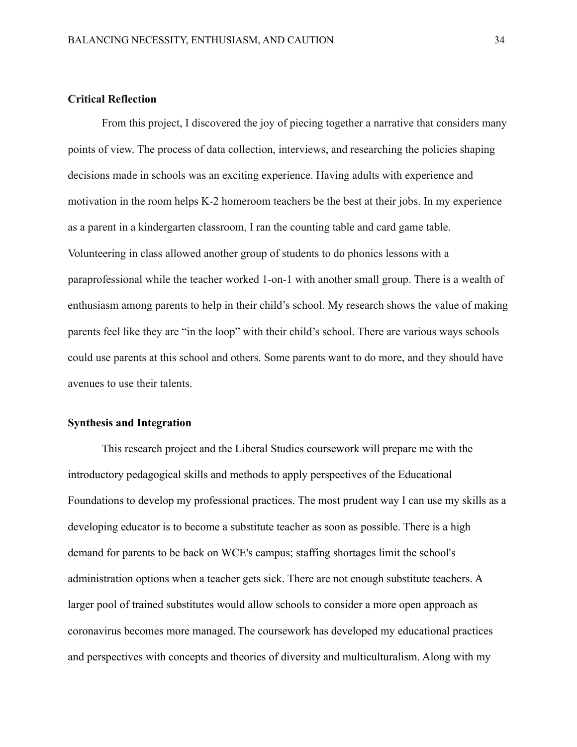## Critical Reflection

From this project, I discovered the joy of piecing together a narrative that considers many points of view. The process of data collection, interviews, and researching the policies shaping decisions made in schools was an exciting experience. Having adults with experience and motivation in the room helps K-2 homeroom teachers be the best at their jobs. In my experience as a parent in a kindergarten classroom, I ran the counting table and card game table. Volunteering in class allowed another group of students to do phonics lessons with a paraprofessional while the teacher worked 1-on-1 with another small group. There is a wealth of enthusiasm among parents to help in their child's school. My research shows the value of making parents feel like they are "in the loop" with their child's school. There are various ways schools could use parents at this school and others. Some parents want to do more, and they should have avenues to use their talents.

## Synthesis and Integration

This research project and the Liberal Studies coursework will prepare me with the introductory pedagogical skills and methods to apply perspectives of the Educational Foundations to develop my professional practices. The most prudent way I can use my skills as a developing educator is to become a substitute teacher as soon as possible. There is a high demand for parents to be back on WCE's campus; staffing shortages limit the school's administration options when a teacher gets sick. There are not enough substitute teachers. A larger pool of trained substitutes would allow schools to consider a more open approach as coronavirus becomes more managed. The coursework has developed my educational practices and perspectives with concepts and theories of diversity and multiculturalism. Along with my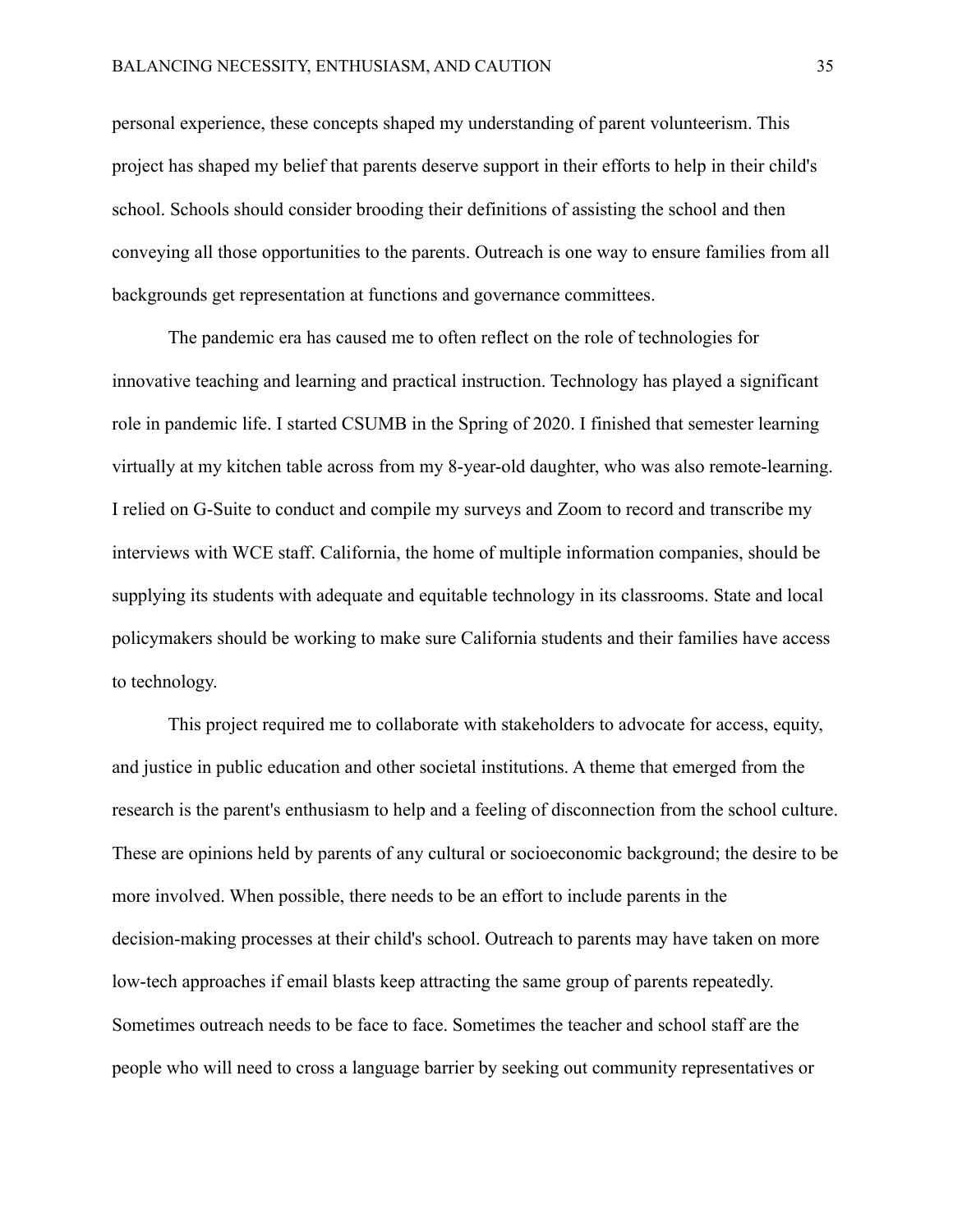personal experience, these concepts shaped my understanding of parent volunteerism. This project has shaped my belief that parents deserve support in their efforts to help in their child's school. Schools should consider brooding their definitions of assisting the school and then conveying all those opportunities to the parents. Outreach is one way to ensure families from all backgrounds get representation at functions and governance committees.

The pandemic era has caused me to often reflect on the role of technologies for innovative teaching and learning and practical instruction. Technology has played a significant role in pandemic life. I started CSUMB in the Spring of 2020. I finished that semester learning virtually at my kitchen table across from my 8-year-old daughter, who was also remote-learning. I relied on G-Suite to conduct and compile my surveys and Zoom to record and transcribe my interviews with WCE staff. California, the home of multiple information companies, should be supplying its students with adequate and equitable technology in its classrooms. State and local policymakers should be working to make sure California students and their families have access to technology.

This project required me to collaborate with stakeholders to advocate for access, equity, and justice in public education and other societal institutions. A theme that emerged from the research is the parent's enthusiasm to help and a feeling of disconnection from the school culture. These are opinions held by parents of any cultural or socioeconomic background; the desire to be more involved. When possible, there needs to be an effort to include parents in the decision-making processes at their child's school. Outreach to parents may have taken on more low-tech approaches if email blasts keep attracting the same group of parents repeatedly. Sometimes outreach needs to be face to face. Sometimes the teacher and school staff are the people who will need to cross a language barrier by seeking out community representatives or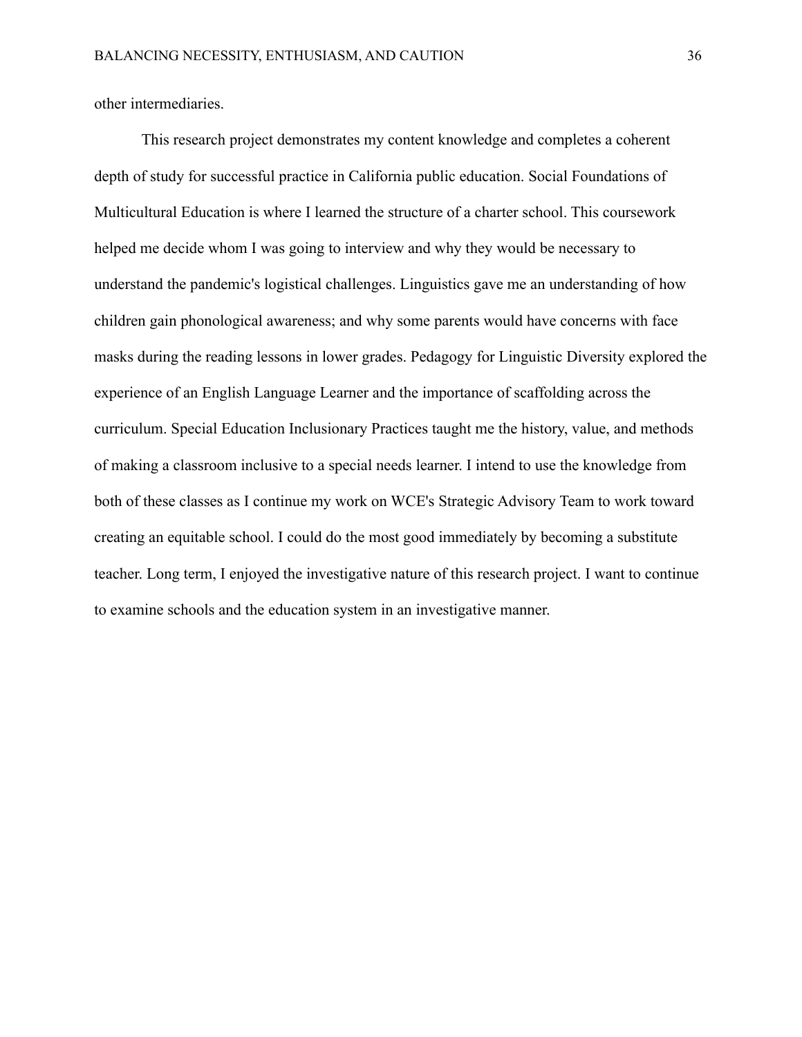other intermediaries.

This research project demonstrates my content knowledge and completes a coherent depth of study for successful practice in California public education. Social Foundations of Multicultural Education is where I learned the structure of a charter school. This coursework helped me decide whom I was going to interview and why they would be necessary to understand the pandemic's logistical challenges. Linguistics gave me an understanding of how children gain phonological awareness; and why some parents would have concerns with face masks during the reading lessons in lower grades. Pedagogy for Linguistic Diversity explored the experience of an English Language Learner and the importance of scaffolding across the curriculum. Special Education Inclusionary Practices taught me the history, value, and methods of making a classroom inclusive to a special needs learner. I intend to use the knowledge from both of these classes as I continue my work on WCE's Strategic Advisory Team to work toward creating an equitable school. I could do the most good immediately by becoming a substitute teacher. Long term, I enjoyed the investigative nature of this research project. I want to continue to examine schools and the education system in an investigative manner.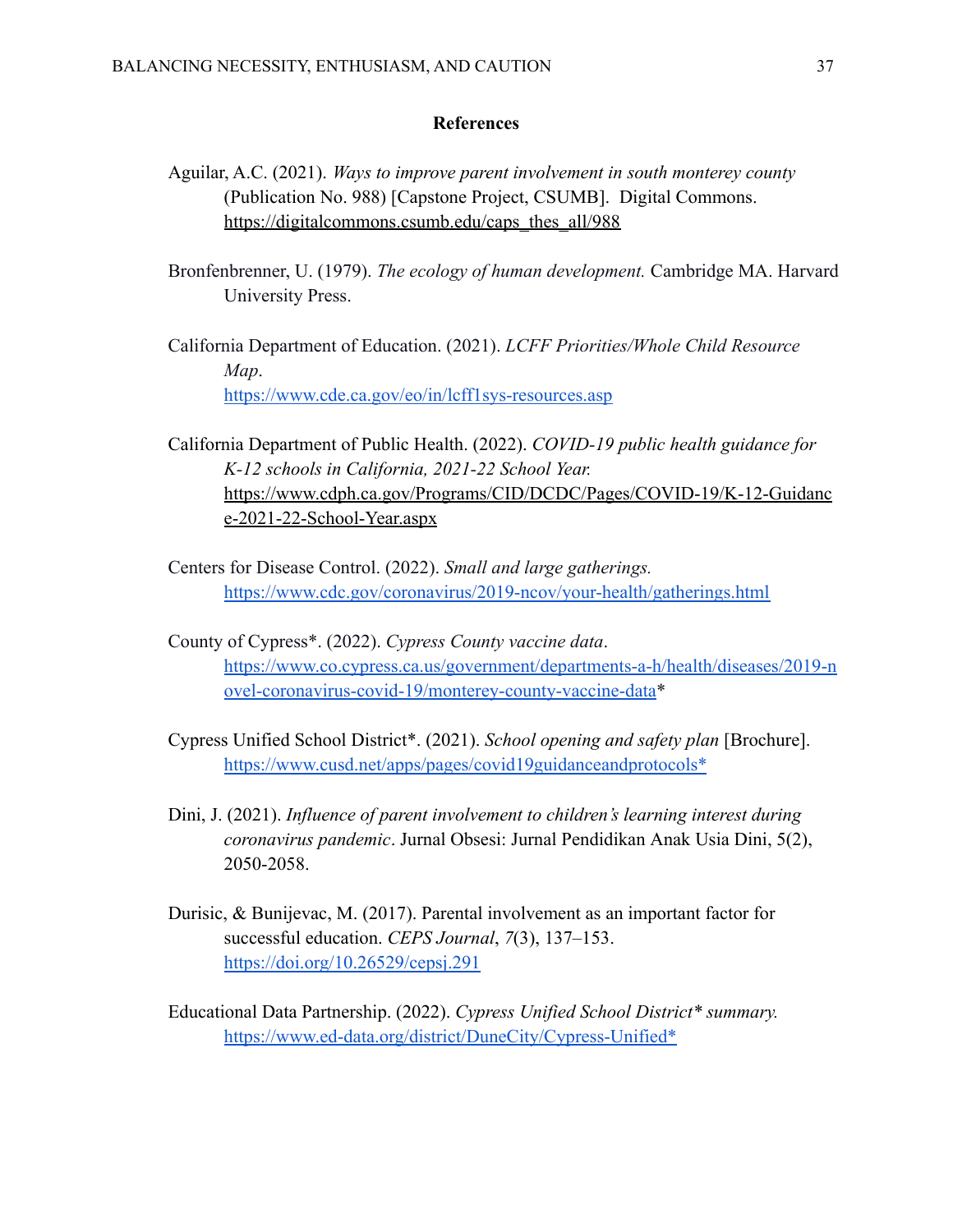## References

Aguilar, A.C. (2021). *Ways to improve parent involvement in south monterey county* (Publication No. 988) [Capstone Project, CSUMB]. Digital Commons. https://digitalcommons.csumb.edu/caps_thes_all/988

Bronfenbrenner, U. (1979). *The ecology of human development.* Cambridge MA. Harvard University Press.

California Department of Education. (2021). *LCFF Priorities/Whole Child Resource Map*. https://www.cde.ca.gov/eo/in/lcff1sys-resources.asp

California Department of Public Health. (2022). *COVID-19 public health guidance for K-12 schools in California, 2021-22 School Year.* https://www.cdph.ca.gov/Programs/CID/DCDC/Pages/COVID-19/K-12-Guidance-2021-22-School-Year.aspx

Centers for Disease Control. (2022). *Small and large gatherings.* https://www.cdc.gov/coronavirus/2019-ncov/your-health/gatherings.html

County of Cypress*. (2022). *Cypress County vaccine data*. https://www.co.cypress.ca.us/government/departments-a-h/health/diseases/2019-novel-coronavirus-covid-19/monterey-county-vaccine-data*

Cypress Unified School District*. (2021). *School opening and safety plan* [Brochure]. https://www.cusd.net/apps/pages/covid19guidanceandprotocols*

Dini, J. (2021). *Influence of parent involvement to children's learning interest during coronavirus pandemic*. Jurnal Obsesi: Jurnal Pendidikan Anak Usia Dini, 5(2), 2050-2058.

Durisic, & Bunijevac, M. (2017). Parental involvement as an important factor for successful education. *CEPS Journal*, *7*(3), 137–153. https://doi.org/10.26529/cepsj.291

Educational Data Partnership. (2022). *Cypress Unified School District* summary.* https://www.ed-data.org/district/DuneCity/Cypress-Unified*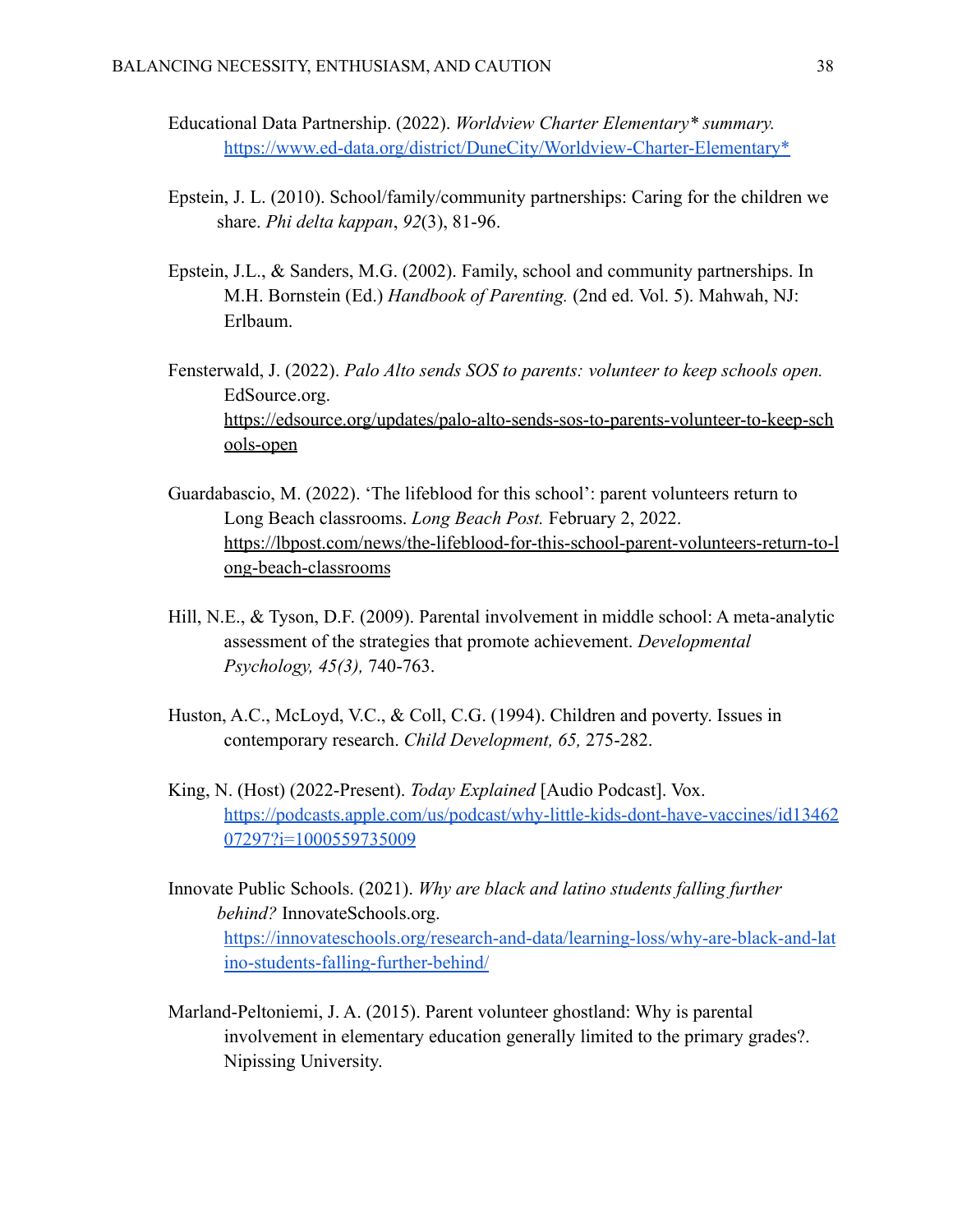Educational Data Partnership. (2022). *Worldview Charter Elementary* summary.* https://www.ed-data.org/district/DuneCity/Worldview-Charter-Elementary*

Epstein, J. L. (2010). School/family/community partnerships: Caring for the children we share. *Phi delta kappan*, *92*(3), 81-96.

Epstein, J.L., & Sanders, M.G. (2002). Family, school and community partnerships. In M.H. Bornstein (Ed.) *Handbook of Parenting.* (2nd ed. Vol. 5). Mahwah, NJ: Erlbaum.

Fensterwald, J. (2022). *Palo Alto sends SOS to parents: volunteer to keep schools open.* EdSource.org. https://edsource.org/updates/palo-alto-sends-sos-to-parents-volunteer-to-keep-schools-open

Guardabascio, M. (2022). 'The lifeblood for this school': parent volunteers return to Long Beach classrooms. *Long Beach Post.* February 2, 2022. https://lbpost.com/news/the-lifeblood-for-this-school-parent-volunteers-return-to-long-beach-classrooms

Hill, N.E., & Tyson, D.F. (2009). Parental involvement in middle school: A meta-analytic assessment of the strategies that promote achievement. *Developmental Psychology, 45(3),* 740-763.

Huston, A.C., McLoyd, V.C., & Coll, C.G. (1994). Children and poverty. Issues in contemporary research. *Child Development, 65,* 275-282.

King, N. (Host) (2022-Present). *Today Explained* [Audio Podcast]. Vox. https://podcasts.apple.com/us/podcast/why-little-kids-dont-have-vaccines/id1346207297?i=1000559735009

Innovate Public Schools. (2021). *Why are black and latino students falling further behind?* InnovateSchools.org. https://innovateschools.org/research-and-data/learning-loss/why-are-black-and-latino-students-falling-further-behind/

Marland-Peltoniemi, J. A. (2015). Parent volunteer ghostland: Why is parental involvement in elementary education generally limited to the primary grades?. Nipissing University.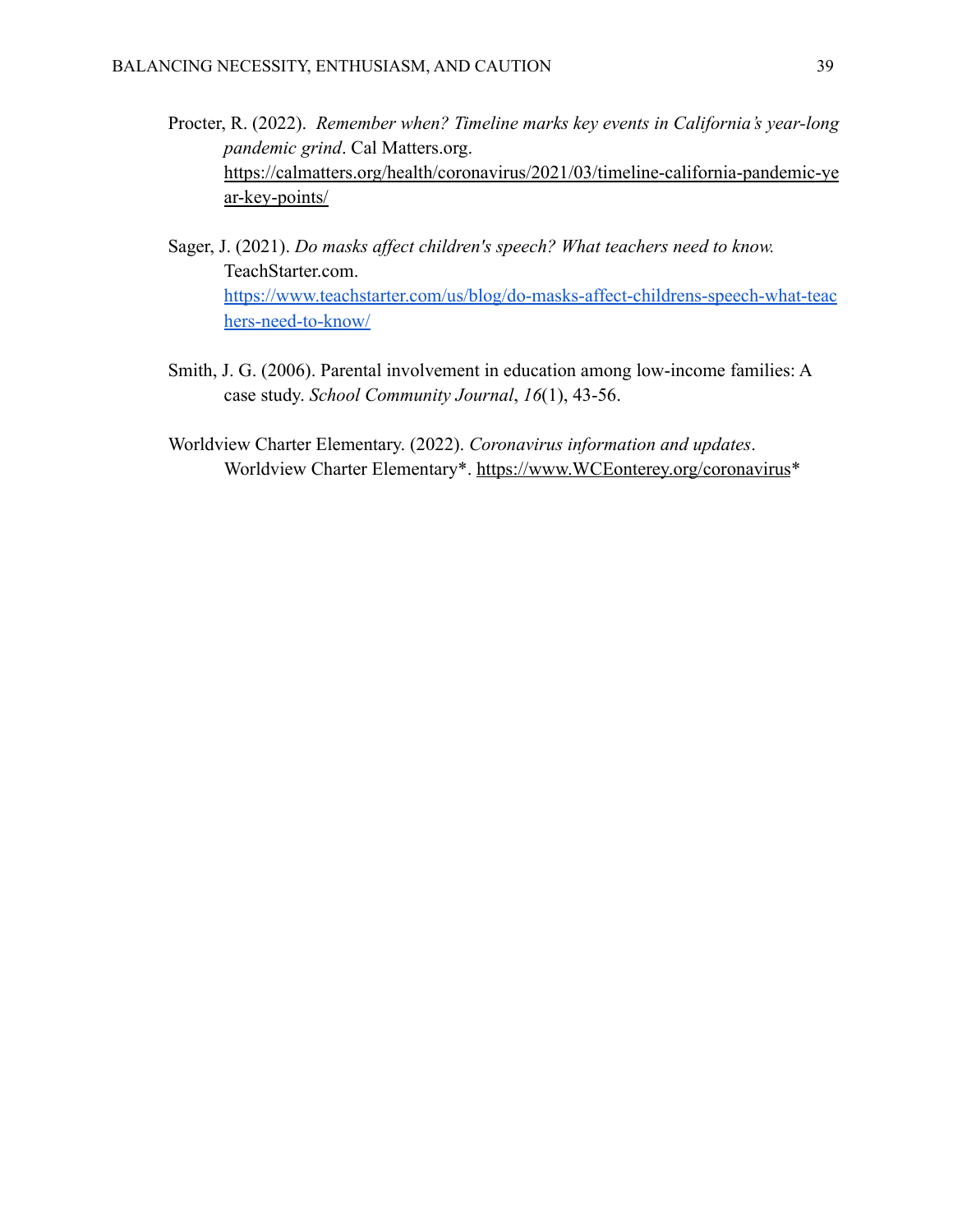Procter, R. (2022). *Remember when? Timeline marks key events in California's year-long pandemic grind*. Cal Matters.org. https://calmatters.org/health/coronavirus/2021/03/timeline-california-pandemic-year-key-points/

Sager, J. (2021). *Do masks affect children's speech? What teachers need to know.* TeachStarter.com. https://www.teachstarter.com/us/blog/do-masks-affect-childrens-speech-what-teachers-need-to-know/

Smith, J. G. (2006). Parental involvement in education among low-income families: A case study. *School Community Journal*, *16*(1), 43-56.

Worldview Charter Elementary. (2022). *Coronavirus information and updates*. Worldview Charter Elementary*. https://www.WCEonterey.org/coronavirus*